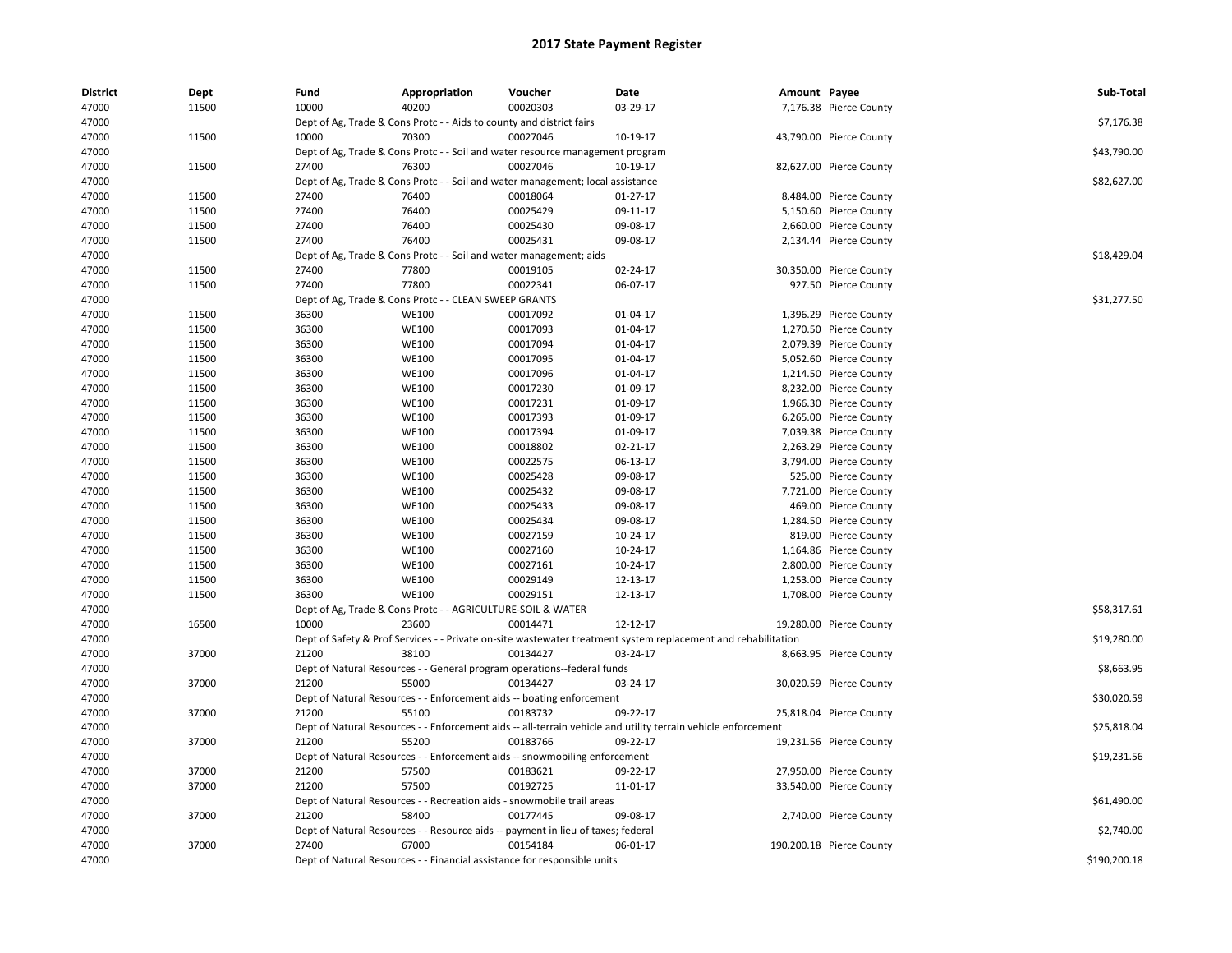# 2017 State Payment Register

| District | Dept | Fund | Appropriation | Voucher | Date | Amount | Payee | Sub-Total |
|---|---|---|---|---|---|---|---|---|
| 47000 | 11500 | 10000 | 40200 | 00020303 | 03-29-17 | 7,176.38 | Pierce County | |
| 47000 | | Dept of Ag, Trade & Cons Protc - - Aids to county and district fairs | | | | | | $7,176.38 |
| 47000 | 11500 | 10000 | 70300 | 00027046 | 10-19-17 | 43,790.00 | Pierce County | |
| 47000 | | Dept of Ag, Trade & Cons Protc - - Soil and water resource management program | | | | | | $43,790.00 |
| 47000 | 11500 | 27400 | 76300 | 00027046 | 10-19-17 | 82,627.00 | Pierce County | |
| 47000 | | Dept of Ag, Trade & Cons Protc - - Soil and water management; local assistance | | | | | | $82,627.00 |
| 47000 | 11500 | 27400 | 76400 | 00018064 | 01-27-17 | 8,484.00 | Pierce County | |
| 47000 | 11500 | 27400 | 76400 | 00025429 | 09-11-17 | 5,150.60 | Pierce County | |
| 47000 | 11500 | 27400 | 76400 | 00025430 | 09-08-17 | 2,660.00 | Pierce County | |
| 47000 | 11500 | 27400 | 76400 | 00025431 | 09-08-17 | 2,134.44 | Pierce County | |
| 47000 | | Dept of Ag, Trade & Cons Protc - - Soil and water management; aids | | | | | | $18,429.04 |
| 47000 | 11500 | 27400 | 77800 | 00019105 | 02-24-17 | 30,350.00 | Pierce County | |
| 47000 | 11500 | 27400 | 77800 | 00022341 | 06-07-17 | 927.50 | Pierce County | |
| 47000 | | Dept of Ag, Trade & Cons Protc - - CLEAN SWEEP GRANTS | | | | | | $31,277.50 |
| 47000 | 11500 | 36300 | WE100 | 00017092 | 01-04-17 | 1,396.29 | Pierce County | |
| 47000 | 11500 | 36300 | WE100 | 00017093 | 01-04-17 | 1,270.50 | Pierce County | |
| 47000 | 11500 | 36300 | WE100 | 00017094 | 01-04-17 | 2,079.39 | Pierce County | |
| 47000 | 11500 | 36300 | WE100 | 00017095 | 01-04-17 | 5,052.60 | Pierce County | |
| 47000 | 11500 | 36300 | WE100 | 00017096 | 01-04-17 | 1,214.50 | Pierce County | |
| 47000 | 11500 | 36300 | WE100 | 00017230 | 01-09-17 | 8,232.00 | Pierce County | |
| 47000 | 11500 | 36300 | WE100 | 00017231 | 01-09-17 | 1,966.30 | Pierce County | |
| 47000 | 11500 | 36300 | WE100 | 00017393 | 01-09-17 | 6,265.00 | Pierce County | |
| 47000 | 11500 | 36300 | WE100 | 00017394 | 01-09-17 | 7,039.38 | Pierce County | |
| 47000 | 11500 | 36300 | WE100 | 00018802 | 02-21-17 | 2,263.29 | Pierce County | |
| 47000 | 11500 | 36300 | WE100 | 00022575 | 06-13-17 | 3,794.00 | Pierce County | |
| 47000 | 11500 | 36300 | WE100 | 00025428 | 09-08-17 | 525.00 | Pierce County | |
| 47000 | 11500 | 36300 | WE100 | 00025432 | 09-08-17 | 7,721.00 | Pierce County | |
| 47000 | 11500 | 36300 | WE100 | 00025433 | 09-08-17 | 469.00 | Pierce County | |
| 47000 | 11500 | 36300 | WE100 | 00025434 | 09-08-17 | 1,284.50 | Pierce County | |
| 47000 | 11500 | 36300 | WE100 | 00027159 | 10-24-17 | 819.00 | Pierce County | |
| 47000 | 11500 | 36300 | WE100 | 00027160 | 10-24-17 | 1,164.86 | Pierce County | |
| 47000 | 11500 | 36300 | WE100 | 00027161 | 10-24-17 | 2,800.00 | Pierce County | |
| 47000 | 11500 | 36300 | WE100 | 00029149 | 12-13-17 | 1,253.00 | Pierce County | |
| 47000 | 11500 | 36300 | WE100 | 00029151 | 12-13-17 | 1,708.00 | Pierce County | |
| 47000 | | Dept of Ag, Trade & Cons Protc - - AGRICULTURE-SOIL & WATER | | | | | | $58,317.61 |
| 47000 | 16500 | 10000 | 23600 | 00014471 | 12-12-17 | 19,280.00 | Pierce County | |
| 47000 | | Dept of Safety & Prof Services - - Private on-site wastewater treatment system replacement and rehabilitation | | | | | | $19,280.00 |
| 47000 | 37000 | 21200 | 38100 | 00134427 | 03-24-17 | 8,663.95 | Pierce County | |
| 47000 | | Dept of Natural Resources - - General program operations--federal funds | | | | | | $8,663.95 |
| 47000 | 37000 | 21200 | 55000 | 00134427 | 03-24-17 | 30,020.59 | Pierce County | |
| 47000 | | Dept of Natural Resources - - Enforcement aids -- boating enforcement | | | | | | $30,020.59 |
| 47000 | 37000 | 21200 | 55100 | 00183732 | 09-22-17 | 25,818.04 | Pierce County | |
| 47000 | | Dept of Natural Resources - - Enforcement aids -- all-terrain vehicle and utility terrain vehicle enforcement | | | | | | $25,818.04 |
| 47000 | 37000 | 21200 | 55200 | 00183766 | 09-22-17 | 19,231.56 | Pierce County | |
| 47000 | | Dept of Natural Resources - - Enforcement aids -- snowmobiling enforcement | | | | | | $19,231.56 |
| 47000 | 37000 | 21200 | 57500 | 00183621 | 09-22-17 | 27,950.00 | Pierce County | |
| 47000 | 37000 | 21200 | 57500 | 00192725 | 11-01-17 | 33,540.00 | Pierce County | |
| 47000 | | Dept of Natural Resources - - Recreation aids - snowmobile trail areas | | | | | | $61,490.00 |
| 47000 | 37000 | 21200 | 58400 | 00177445 | 09-08-17 | 2,740.00 | Pierce County | |
| 47000 | | Dept of Natural Resources - - Resource aids -- payment in lieu of taxes; federal | | | | | | $2,740.00 |
| 47000 | 37000 | 27400 | 67000 | 00154184 | 06-01-17 | 190,200.18 | Pierce County | |
| 47000 | | Dept of Natural Resources - - Financial assistance for responsible units | | | | | | $190,200.18 |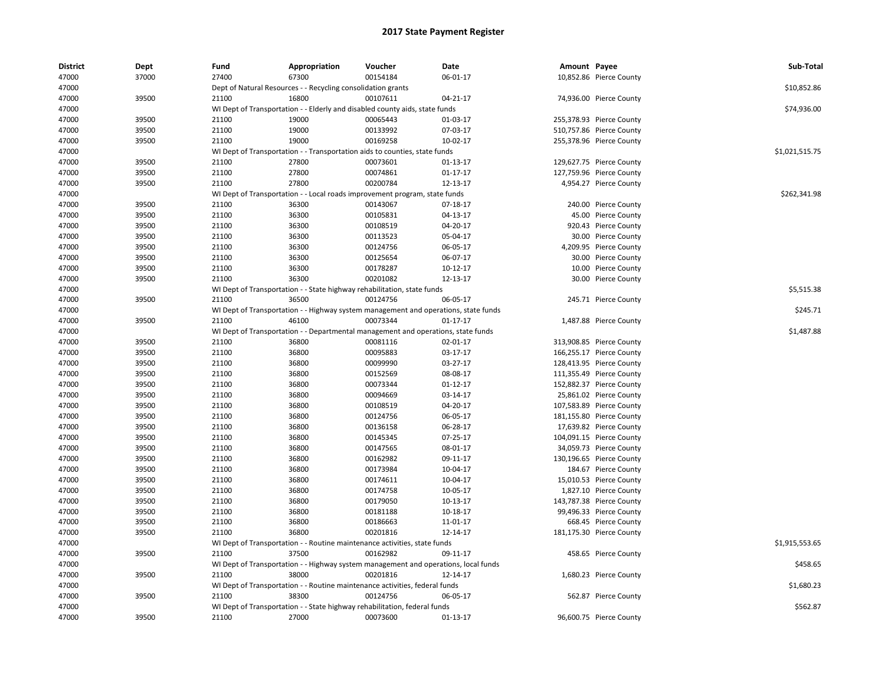# 2017 State Payment Register

| District | Dept | Fund | Appropriation | Voucher | Date | Amount | Payee | Sub-Total |
|---|---|---|---|---|---|---|---|---|
| 47000 | 37000 | 27400 | 67300 | 00154184 | 06-01-17 | 10,852.86 | Pierce County | |
| 47000 | | Dept of Natural Resources - - Recycling consolidation grants | | | | | | $10,852.86 |
| 47000 | 39500 | 21100 | 16800 | 00107611 | 04-21-17 | 74,936.00 | Pierce County | |
| 47000 | | WI Dept of Transportation - - Elderly and disabled county aids, state funds | | | | | | $74,936.00 |
| 47000 | 39500 | 21100 | 19000 | 00065443 | 01-03-17 | 255,378.93 | Pierce County | |
| 47000 | 39500 | 21100 | 19000 | 00133992 | 07-03-17 | 510,757.86 | Pierce County | |
| 47000 | 39500 | 21100 | 19000 | 00169258 | 10-02-17 | 255,378.96 | Pierce County | |
| 47000 | | WI Dept of Transportation - - Transportation aids to counties, state funds | | | | | | $1,021,515.75 |
| 47000 | 39500 | 21100 | 27800 | 00073601 | 01-13-17 | 129,627.75 | Pierce County | |
| 47000 | 39500 | 21100 | 27800 | 00074861 | 01-17-17 | 127,759.96 | Pierce County | |
| 47000 | 39500 | 21100 | 27800 | 00200784 | 12-13-17 | 4,954.27 | Pierce County | |
| 47000 | | WI Dept of Transportation - - Local roads improvement program, state funds | | | | | | $262,341.98 |
| 47000 | 39500 | 21100 | 36300 | 00143067 | 07-18-17 | 240.00 | Pierce County | |
| 47000 | 39500 | 21100 | 36300 | 00105831 | 04-13-17 | 45.00 | Pierce County | |
| 47000 | 39500 | 21100 | 36300 | 00108519 | 04-20-17 | 920.43 | Pierce County | |
| 47000 | 39500 | 21100 | 36300 | 00113523 | 05-04-17 | 30.00 | Pierce County | |
| 47000 | 39500 | 21100 | 36300 | 00124756 | 06-05-17 | 4,209.95 | Pierce County | |
| 47000 | 39500 | 21100 | 36300 | 00125654 | 06-07-17 | 30.00 | Pierce County | |
| 47000 | 39500 | 21100 | 36300 | 00178287 | 10-12-17 | 10.00 | Pierce County | |
| 47000 | 39500 | 21100 | 36300 | 00201082 | 12-13-17 | 30.00 | Pierce County | |
| 47000 | | WI Dept of Transportation - - State highway rehabilitation, state funds | | | | | | $5,515.38 |
| 47000 | 39500 | 21100 | 36500 | 00124756 | 06-05-17 | 245.71 | Pierce County | |
| 47000 | | WI Dept of Transportation - - Highway system management and operations, state funds | | | | | | $245.71 |
| 47000 | 39500 | 21100 | 46100 | 00073344 | 01-17-17 | 1,487.88 | Pierce County | |
| 47000 | | WI Dept of Transportation - - Departmental management and operations, state funds | | | | | | $1,487.88 |
| 47000 | 39500 | 21100 | 36800 | 00081116 | 02-01-17 | 313,908.85 | Pierce County | |
| 47000 | 39500 | 21100 | 36800 | 00095883 | 03-17-17 | 166,255.17 | Pierce County | |
| 47000 | 39500 | 21100 | 36800 | 00099990 | 03-27-17 | 128,413.95 | Pierce County | |
| 47000 | 39500 | 21100 | 36800 | 00152569 | 08-08-17 | 111,355.49 | Pierce County | |
| 47000 | 39500 | 21100 | 36800 | 00073344 | 01-12-17 | 152,882.37 | Pierce County | |
| 47000 | 39500 | 21100 | 36800 | 00094669 | 03-14-17 | 25,861.02 | Pierce County | |
| 47000 | 39500 | 21100 | 36800 | 00108519 | 04-20-17 | 107,583.89 | Pierce County | |
| 47000 | 39500 | 21100 | 36800 | 00124756 | 06-05-17 | 181,155.80 | Pierce County | |
| 47000 | 39500 | 21100 | 36800 | 00136158 | 06-28-17 | 17,639.82 | Pierce County | |
| 47000 | 39500 | 21100 | 36800 | 00145345 | 07-25-17 | 104,091.15 | Pierce County | |
| 47000 | 39500 | 21100 | 36800 | 00147565 | 08-01-17 | 34,059.73 | Pierce County | |
| 47000 | 39500 | 21100 | 36800 | 00162982 | 09-11-17 | 130,196.65 | Pierce County | |
| 47000 | 39500 | 21100 | 36800 | 00173984 | 10-04-17 | 184.67 | Pierce County | |
| 47000 | 39500 | 21100 | 36800 | 00174611 | 10-04-17 | 15,010.53 | Pierce County | |
| 47000 | 39500 | 21100 | 36800 | 00174758 | 10-05-17 | 1,827.10 | Pierce County | |
| 47000 | 39500 | 21100 | 36800 | 00179050 | 10-13-17 | 143,787.38 | Pierce County | |
| 47000 | 39500 | 21100 | 36800 | 00181188 | 10-18-17 | 99,496.33 | Pierce County | |
| 47000 | 39500 | 21100 | 36800 | 00186663 | 11-01-17 | 668.45 | Pierce County | |
| 47000 | 39500 | 21100 | 36800 | 00201816 | 12-14-17 | 181,175.30 | Pierce County | |
| 47000 | | WI Dept of Transportation - - Routine maintenance activities, state funds | | | | | | $1,915,553.65 |
| 47000 | 39500 | 21100 | 37500 | 00162982 | 09-11-17 | 458.65 | Pierce County | |
| 47000 | | WI Dept of Transportation - - Highway system management and operations, local funds | | | | | | $458.65 |
| 47000 | 39500 | 21100 | 38000 | 00201816 | 12-14-17 | 1,680.23 | Pierce County | |
| 47000 | | WI Dept of Transportation - - Routine maintenance activities, federal funds | | | | | | $1,680.23 |
| 47000 | 39500 | 21100 | 38300 | 00124756 | 06-05-17 | 562.87 | Pierce County | |
| 47000 | | WI Dept of Transportation - - State highway rehabilitation, federal funds | | | | | | $562.87 |
| 47000 | 39500 | 21100 | 27000 | 00073600 | 01-13-17 | 96,600.75 | Pierce County | |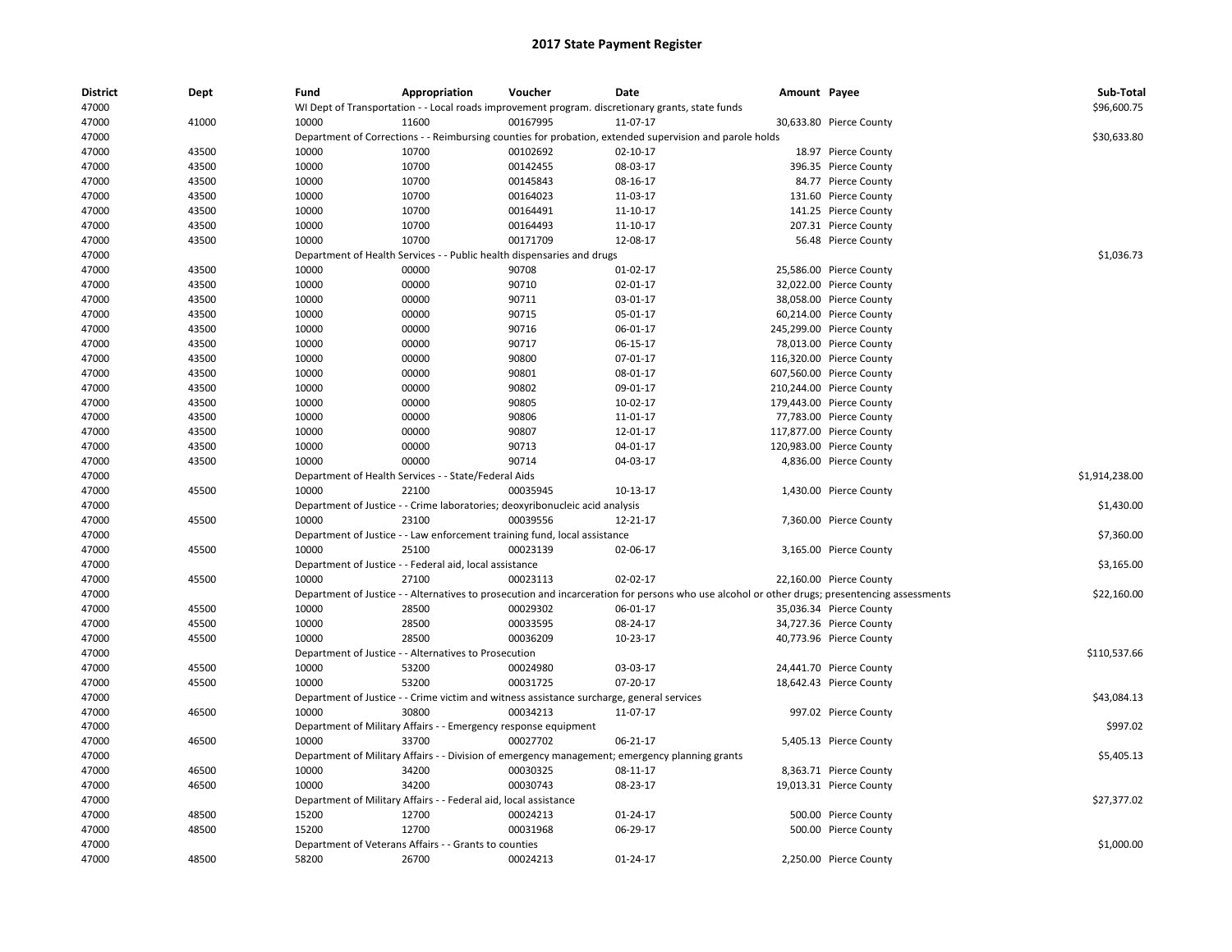# 2017 State Payment Register

| District | Dept | Fund | Appropriation | Voucher | Date | Amount | Payee | Sub-Total |
|---|---|---|---|---|---|---|---|---|
| 47000 | | WI Dept of Transportation - - Local roads improvement program. discretionary grants, state funds | | | | | | $96,600.75 |
| 47000 | 41000 | 10000 | 11600 | 00167995 | 11-07-17 | 30,633.80 | Pierce County | |
| 47000 | | Department of Corrections - - Reimbursing counties for probation, extended supervision and parole holds | | | | | | $30,633.80 |
| 47000 | 43500 | 10000 | 10700 | 00102692 | 02-10-17 | 18.97 | Pierce County | |
| 47000 | 43500 | 10000 | 10700 | 00142455 | 08-03-17 | 396.35 | Pierce County | |
| 47000 | 43500 | 10000 | 10700 | 00145843 | 08-16-17 | 84.77 | Pierce County | |
| 47000 | 43500 | 10000 | 10700 | 00164023 | 11-03-17 | 131.60 | Pierce County | |
| 47000 | 43500 | 10000 | 10700 | 00164491 | 11-10-17 | 141.25 | Pierce County | |
| 47000 | 43500 | 10000 | 10700 | 00164493 | 11-10-17 | 207.31 | Pierce County | |
| 47000 | 43500 | 10000 | 10700 | 00171709 | 12-08-17 | 56.48 | Pierce County | |
| 47000 | | Department of Health Services - - Public health dispensaries and drugs | | | | | | $1,036.73 |
| 47000 | 43500 | 10000 | 00000 | 90708 | 01-02-17 | 25,586.00 | Pierce County | |
| 47000 | 43500 | 10000 | 00000 | 90710 | 02-01-17 | 32,022.00 | Pierce County | |
| 47000 | 43500 | 10000 | 00000 | 90711 | 03-01-17 | 38,058.00 | Pierce County | |
| 47000 | 43500 | 10000 | 00000 | 90715 | 05-01-17 | 60,214.00 | Pierce County | |
| 47000 | 43500 | 10000 | 00000 | 90716 | 06-01-17 | 245,299.00 | Pierce County | |
| 47000 | 43500 | 10000 | 00000 | 90717 | 06-15-17 | 78,013.00 | Pierce County | |
| 47000 | 43500 | 10000 | 00000 | 90800 | 07-01-17 | 116,320.00 | Pierce County | |
| 47000 | 43500 | 10000 | 00000 | 90801 | 08-01-17 | 607,560.00 | Pierce County | |
| 47000 | 43500 | 10000 | 00000 | 90802 | 09-01-17 | 210,244.00 | Pierce County | |
| 47000 | 43500 | 10000 | 00000 | 90805 | 10-02-17 | 179,443.00 | Pierce County | |
| 47000 | 43500 | 10000 | 00000 | 90806 | 11-01-17 | 77,783.00 | Pierce County | |
| 47000 | 43500 | 10000 | 00000 | 90807 | 12-01-17 | 117,877.00 | Pierce County | |
| 47000 | 43500 | 10000 | 00000 | 90713 | 04-01-17 | 120,983.00 | Pierce County | |
| 47000 | 43500 | 10000 | 00000 | 90714 | 04-03-17 | 4,836.00 | Pierce County | |
| 47000 | | Department of Health Services - - State/Federal Aids | | | | | | $1,914,238.00 |
| 47000 | 45500 | 10000 | 22100 | 00035945 | 10-13-17 | 1,430.00 | Pierce County | |
| 47000 | | Department of Justice - - Crime laboratories; deoxyribonucleic acid analysis | | | | | | $1,430.00 |
| 47000 | 45500 | 10000 | 23100 | 00039556 | 12-21-17 | 7,360.00 | Pierce County | |
| 47000 | | Department of Justice - - Law enforcement training fund, local assistance | | | | | | $7,360.00 |
| 47000 | 45500 | 10000 | 25100 | 00023139 | 02-06-17 | 3,165.00 | Pierce County | |
| 47000 | | Department of Justice - - Federal aid, local assistance | | | | | | $3,165.00 |
| 47000 | 45500 | 10000 | 27100 | 00023113 | 02-02-17 | 22,160.00 | Pierce County | |
| 47000 | | Department of Justice - - Alternatives to prosecution and incarceration for persons who use alcohol or other drugs; presentencing assessments | | | | | | $22,160.00 |
| 47000 | 45500 | 10000 | 28500 | 00029302 | 06-01-17 | 35,036.34 | Pierce County | |
| 47000 | 45500 | 10000 | 28500 | 00033595 | 08-24-17 | 34,727.36 | Pierce County | |
| 47000 | 45500 | 10000 | 28500 | 00036209 | 10-23-17 | 40,773.96 | Pierce County | |
| 47000 | | Department of Justice - - Alternatives to Prosecution | | | | | | $110,537.66 |
| 47000 | 45500 | 10000 | 53200 | 00024980 | 03-03-17 | 24,441.70 | Pierce County | |
| 47000 | 45500 | 10000 | 53200 | 00031725 | 07-20-17 | 18,642.43 | Pierce County | |
| 47000 | | Department of Justice - - Crime victim and witness assistance surcharge, general services | | | | | | $43,084.13 |
| 47000 | 46500 | 10000 | 30800 | 00034213 | 11-07-17 | 997.02 | Pierce County | |
| 47000 | | Department of Military Affairs - - Emergency response equipment | | | | | | $997.02 |
| 47000 | 46500 | 10000 | 33700 | 00027702 | 06-21-17 | 5,405.13 | Pierce County | |
| 47000 | | Department of Military Affairs - - Division of emergency management; emergency planning grants | | | | | | $5,405.13 |
| 47000 | 46500 | 10000 | 34200 | 00030325 | 08-11-17 | 8,363.71 | Pierce County | |
| 47000 | 46500 | 10000 | 34200 | 00030743 | 08-23-17 | 19,013.31 | Pierce County | |
| 47000 | | Department of Military Affairs - - Federal aid, local assistance | | | | | | $27,377.02 |
| 47000 | 48500 | 15200 | 12700 | 00024213 | 01-24-17 | 500.00 | Pierce County | |
| 47000 | 48500 | 15200 | 12700 | 00031968 | 06-29-17 | 500.00 | Pierce County | |
| 47000 | | Department of Veterans Affairs - - Grants to counties | | | | | | $1,000.00 |
| 47000 | 48500 | 58200 | 26700 | 00024213 | 01-24-17 | 2,250.00 | Pierce County | |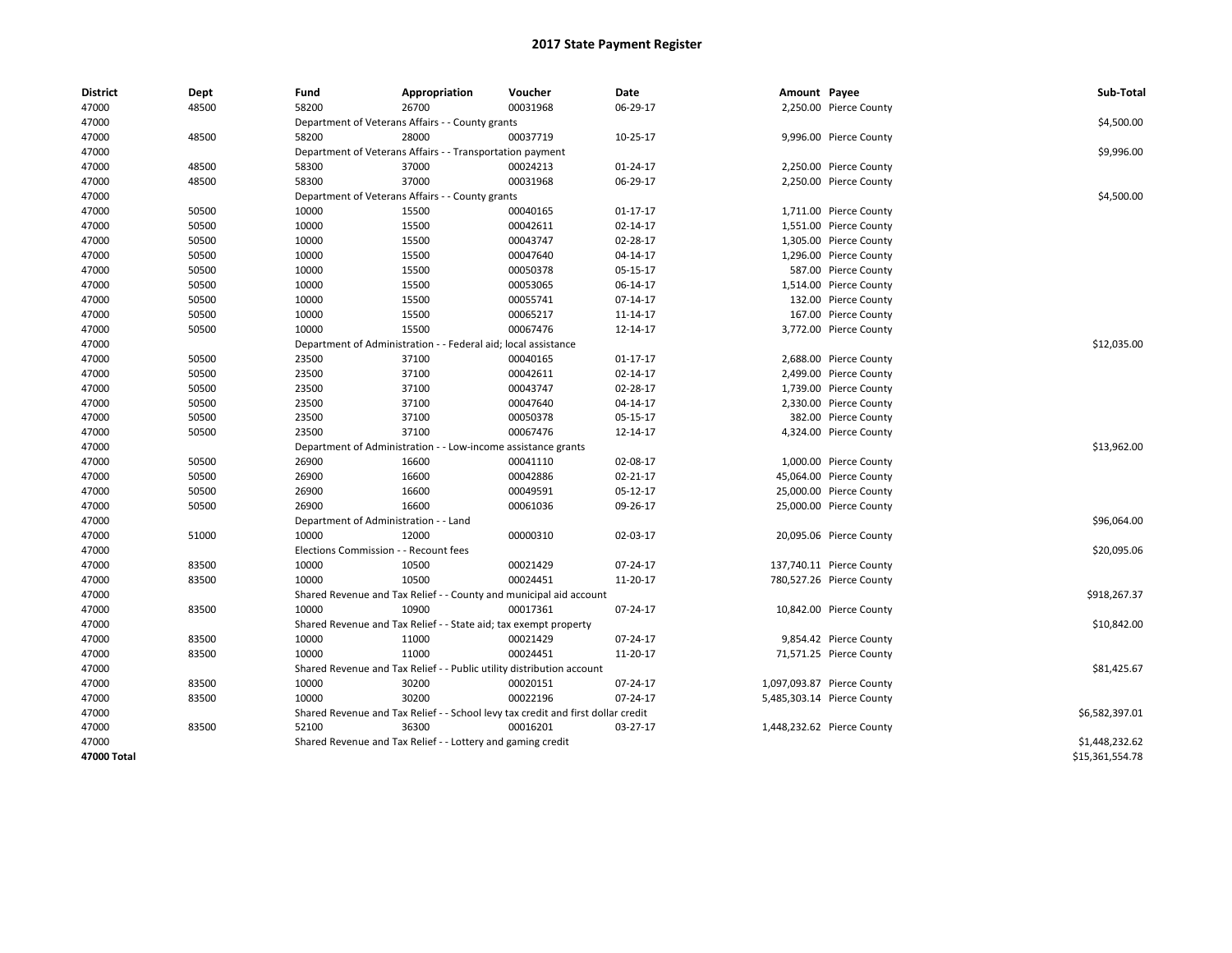# 2017 State Payment Register

| District | Dept | Fund | Appropriation | Voucher | Date | Amount | Payee | Sub-Total |
|---|---|---|---|---|---|---|---|---|
| 47000 | 48500 | 58200 | 26700 | 00031968 | 06-29-17 | 2,250.00 | Pierce County | |
| 47000 | | Department of Veterans Affairs - - County grants | | | | | | $4,500.00 |
| 47000 | 48500 | 58200 | 28000 | 00037719 | 10-25-17 | 9,996.00 | Pierce County | |
| 47000 | | Department of Veterans Affairs - - Transportation payment | | | | | | $9,996.00 |
| 47000 | 48500 | 58300 | 37000 | 00024213 | 01-24-17 | 2,250.00 | Pierce County | |
| 47000 | 48500 | 58300 | 37000 | 00031968 | 06-29-17 | 2,250.00 | Pierce County | |
| 47000 | | Department of Veterans Affairs - - County grants | | | | | | $4,500.00 |
| 47000 | 50500 | 10000 | 15500 | 00040165 | 01-17-17 | 1,711.00 | Pierce County | |
| 47000 | 50500 | 10000 | 15500 | 00042611 | 02-14-17 | 1,551.00 | Pierce County | |
| 47000 | 50500 | 10000 | 15500 | 00043747 | 02-28-17 | 1,305.00 | Pierce County | |
| 47000 | 50500 | 10000 | 15500 | 00047640 | 04-14-17 | 1,296.00 | Pierce County | |
| 47000 | 50500 | 10000 | 15500 | 00050378 | 05-15-17 | 587.00 | Pierce County | |
| 47000 | 50500 | 10000 | 15500 | 00053065 | 06-14-17 | 1,514.00 | Pierce County | |
| 47000 | 50500 | 10000 | 15500 | 00055741 | 07-14-17 | 132.00 | Pierce County | |
| 47000 | 50500 | 10000 | 15500 | 00065217 | 11-14-17 | 167.00 | Pierce County | |
| 47000 | 50500 | 10000 | 15500 | 00067476 | 12-14-17 | 3,772.00 | Pierce County | |
| 47000 | | Department of Administration - - Federal aid; local assistance | | | | | | $12,035.00 |
| 47000 | 50500 | 23500 | 37100 | 00040165 | 01-17-17 | 2,688.00 | Pierce County | |
| 47000 | 50500 | 23500 | 37100 | 00042611 | 02-14-17 | 2,499.00 | Pierce County | |
| 47000 | 50500 | 23500 | 37100 | 00043747 | 02-28-17 | 1,739.00 | Pierce County | |
| 47000 | 50500 | 23500 | 37100 | 00047640 | 04-14-17 | 2,330.00 | Pierce County | |
| 47000 | 50500 | 23500 | 37100 | 00050378 | 05-15-17 | 382.00 | Pierce County | |
| 47000 | 50500 | 23500 | 37100 | 00067476 | 12-14-17 | 4,324.00 | Pierce County | |
| 47000 | | Department of Administration - - Low-income assistance grants | | | | | | $13,962.00 |
| 47000 | 50500 | 26900 | 16600 | 00041110 | 02-08-17 | 1,000.00 | Pierce County | |
| 47000 | 50500 | 26900 | 16600 | 00042886 | 02-21-17 | 45,064.00 | Pierce County | |
| 47000 | 50500 | 26900 | 16600 | 00049591 | 05-12-17 | 25,000.00 | Pierce County | |
| 47000 | 50500 | 26900 | 16600 | 00061036 | 09-26-17 | 25,000.00 | Pierce County | |
| 47000 | | Department of Administration - - Land | | | | | | $96,064.00 |
| 47000 | 51000 | 10000 | 12000 | 00000310 | 02-03-17 | 20,095.06 | Pierce County | |
| 47000 | | Elections Commission - - Recount fees | | | | | | $20,095.06 |
| 47000 | 83500 | 10000 | 10500 | 00021429 | 07-24-17 | 137,740.11 | Pierce County | |
| 47000 | 83500 | 10000 | 10500 | 00024451 | 11-20-17 | 780,527.26 | Pierce County | |
| 47000 | | Shared Revenue and Tax Relief - - County and municipal aid account | | | | | | $918,267.37 |
| 47000 | 83500 | 10000 | 10900 | 00017361 | 07-24-17 | 10,842.00 | Pierce County | |
| 47000 | | Shared Revenue and Tax Relief - - State aid; tax exempt property | | | | | | $10,842.00 |
| 47000 | 83500 | 10000 | 11000 | 00021429 | 07-24-17 | 9,854.42 | Pierce County | |
| 47000 | 83500 | 10000 | 11000 | 00024451 | 11-20-17 | 71,571.25 | Pierce County | |
| 47000 | | Shared Revenue and Tax Relief - - Public utility distribution account | | | | | | $81,425.67 |
| 47000 | 83500 | 10000 | 30200 | 00020151 | 07-24-17 | 1,097,093.87 | Pierce County | |
| 47000 | 83500 | 10000 | 30200 | 00022196 | 07-24-17 | 5,485,303.14 | Pierce County | |
| 47000 | | Shared Revenue and Tax Relief - - School levy tax credit and first dollar credit | | | | | | $6,582,397.01 |
| 47000 | 83500 | 52100 | 36300 | 00016201 | 03-27-17 | 1,448,232.62 | Pierce County | |
| 47000 | | Shared Revenue and Tax Relief - - Lottery and gaming credit | | | | | | $1,448,232.62 |
| **47000 Total** | | | | | | | | $15,361,554.78 |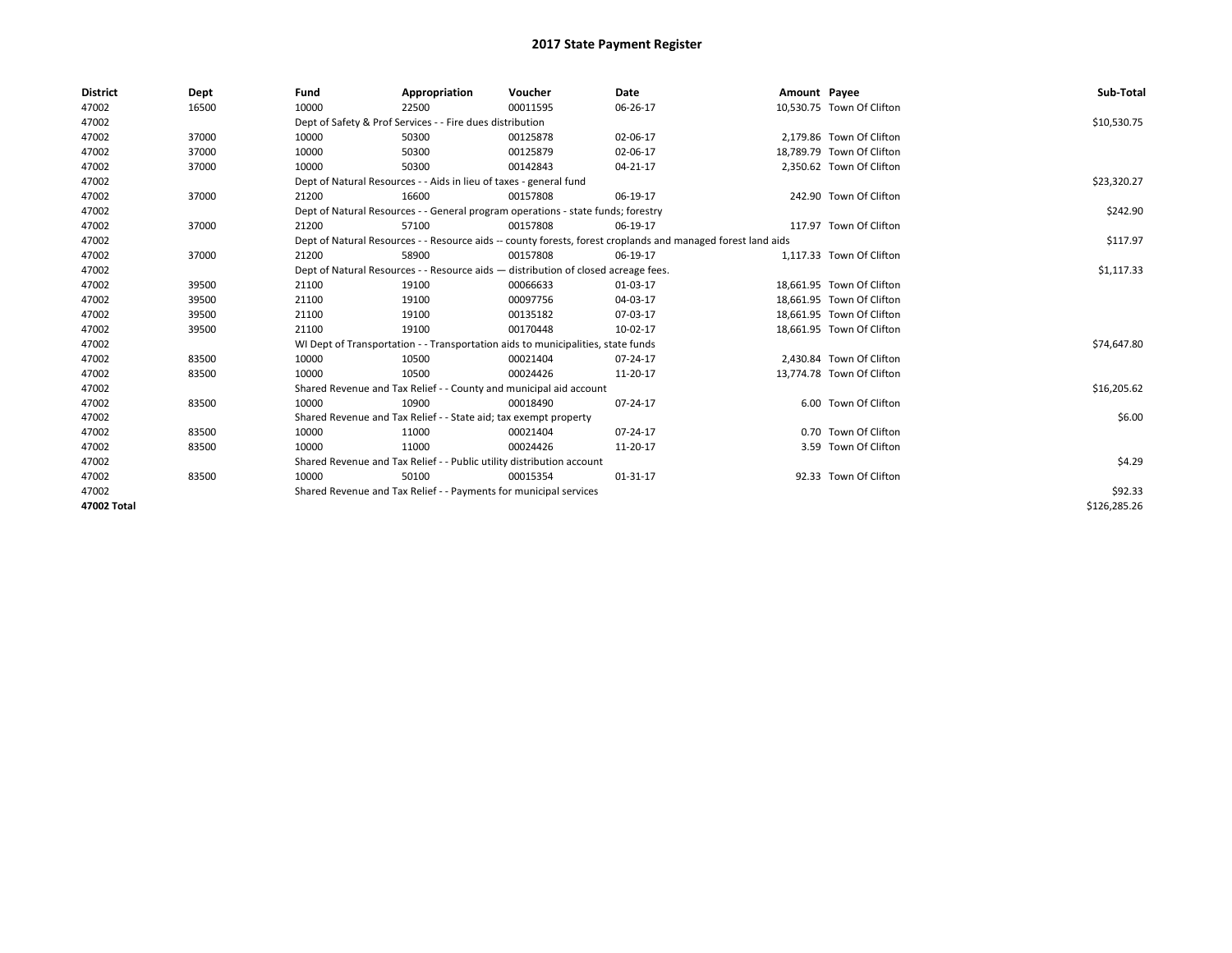# 2017 State Payment Register

| District | Dept | Fund | Appropriation | Voucher | Date | Amount | Payee | Sub-Total |
|---|---|---|---|---|---|---|---|---|
| 47002 | 16500 | 10000 | 22500 | 00011595 | 06-26-17 | 10,530.75 | Town Of Clifton | |
| 47002 | | Dept of Safety & Prof Services - - Fire dues distribution | | | | | | $10,530.75 |
| 47002 | 37000 | 10000 | 50300 | 00125878 | 02-06-17 | 2,179.86 | Town Of Clifton | |
| 47002 | 37000 | 10000 | 50300 | 00125879 | 02-06-17 | 18,789.79 | Town Of Clifton | |
| 47002 | 37000 | 10000 | 50300 | 00142843 | 04-21-17 | 2,350.62 | Town Of Clifton | |
| 47002 | | Dept of Natural Resources - - Aids in lieu of taxes - general fund | | | | | | $23,320.27 |
| 47002 | 37000 | 21200 | 16600 | 00157808 | 06-19-17 | 242.90 | Town Of Clifton | |
| 47002 | | Dept of Natural Resources - - General program operations - state funds; forestry | | | | | | $242.90 |
| 47002 | 37000 | 21200 | 57100 | 00157808 | 06-19-17 | 117.97 | Town Of Clifton | |
| 47002 | | Dept of Natural Resources - - Resource aids -- county forests, forest croplands and managed forest land aids | | | | | | $117.97 |
| 47002 | 37000 | 21200 | 58900 | 00157808 | 06-19-17 | 1,117.33 | Town Of Clifton | |
| 47002 | | Dept of Natural Resources - - Resource aids — distribution of closed acreage fees. | | | | | | $1,117.33 |
| 47002 | 39500 | 21100 | 19100 | 00066633 | 01-03-17 | 18,661.95 | Town Of Clifton | |
| 47002 | 39500 | 21100 | 19100 | 00097756 | 04-03-17 | 18,661.95 | Town Of Clifton | |
| 47002 | 39500 | 21100 | 19100 | 00135182 | 07-03-17 | 18,661.95 | Town Of Clifton | |
| 47002 | 39500 | 21100 | 19100 | 00170448 | 10-02-17 | 18,661.95 | Town Of Clifton | |
| 47002 | | WI Dept of Transportation - - Transportation aids to municipalities, state funds | | | | | | $74,647.80 |
| 47002 | 83500 | 10000 | 10500 | 00021404 | 07-24-17 | 2,430.84 | Town Of Clifton | |
| 47002 | 83500 | 10000 | 10500 | 00024426 | 11-20-17 | 13,774.78 | Town Of Clifton | |
| 47002 | | Shared Revenue and Tax Relief - - County and municipal aid account | | | | | | $16,205.62 |
| 47002 | 83500 | 10000 | 10900 | 00018490 | 07-24-17 | 6.00 | Town Of Clifton | |
| 47002 | | Shared Revenue and Tax Relief - - State aid; tax exempt property | | | | | | $6.00 |
| 47002 | 83500 | 10000 | 11000 | 00021404 | 07-24-17 | 0.70 | Town Of Clifton | |
| 47002 | 83500 | 10000 | 11000 | 00024426 | 11-20-17 | 3.59 | Town Of Clifton | |
| 47002 | | Shared Revenue and Tax Relief - - Public utility distribution account | | | | | | $4.29 |
| 47002 | 83500 | 10000 | 50100 | 00015354 | 01-31-17 | 92.33 | Town Of Clifton | |
| 47002 | | Shared Revenue and Tax Relief - - Payments for municipal services | | | | | | $92.33 |
| **47002 Total** | | | | | | | | $126,285.26 |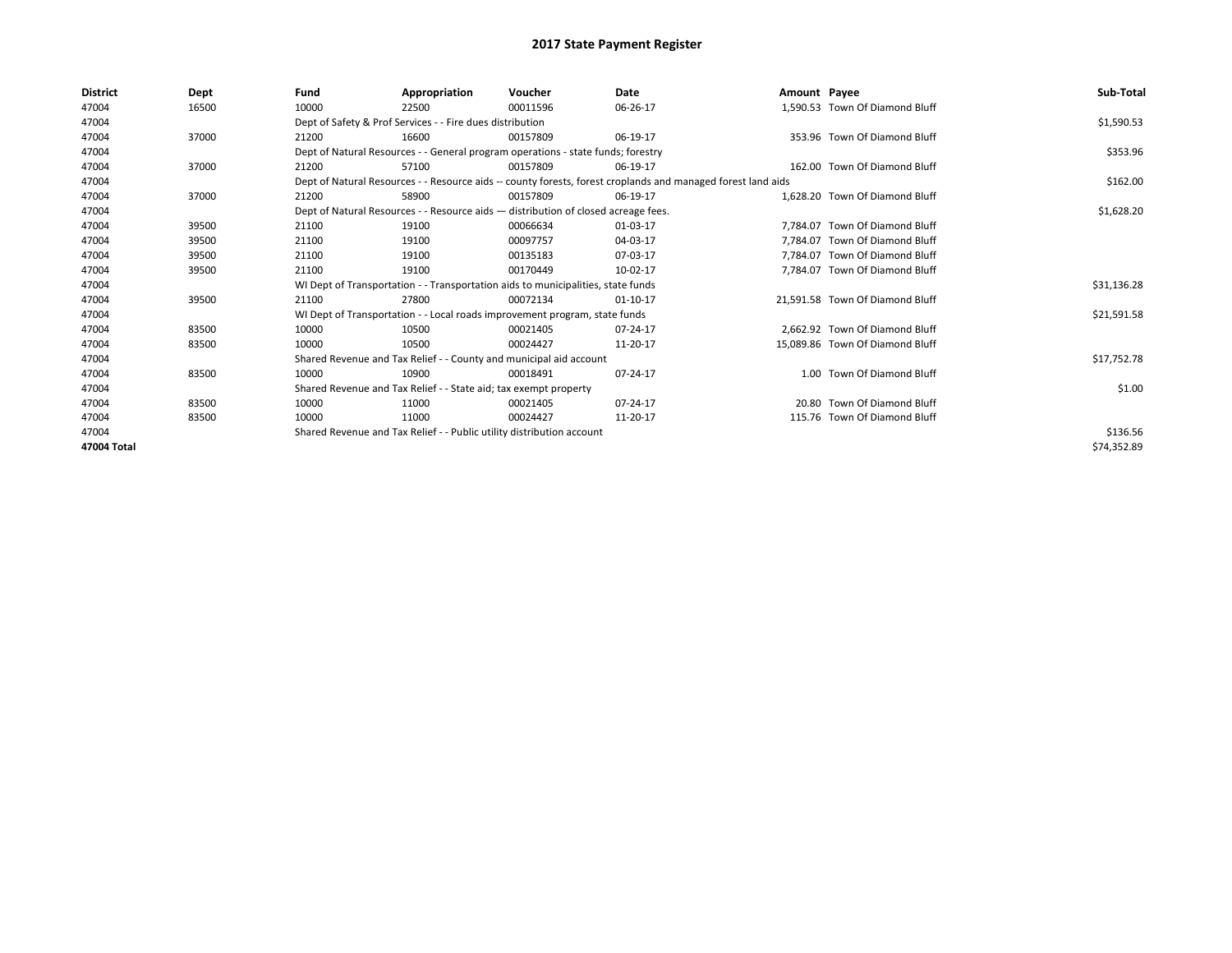# 2017 State Payment Register

| District | Dept | Fund | Appropriation | Voucher | Date | Amount | Payee | Sub-Total |
|---|---|---|---|---|---|---|---|---|
| 47004 | 16500 | 10000 | 22500 | 00011596 | 06-26-17 | 1,590.53 | Town Of Diamond Bluff | |
| 47004 | | Dept of Safety & Prof Services - - Fire dues distribution | | | | | | $1,590.53 |
| 47004 | 37000 | 21200 | 16600 | 00157809 | 06-19-17 | 353.96 | Town Of Diamond Bluff | |
| 47004 | | Dept of Natural Resources - - General program operations - state funds; forestry | | | | | | $353.96 |
| 47004 | 37000 | 21200 | 57100 | 00157809 | 06-19-17 | 162.00 | Town Of Diamond Bluff | |
| 47004 | | Dept of Natural Resources - - Resource aids -- county forests, forest croplands and managed forest land aids | | | | | | $162.00 |
| 47004 | 37000 | 21200 | 58900 | 00157809 | 06-19-17 | 1,628.20 | Town Of Diamond Bluff | |
| 47004 | | Dept of Natural Resources - - Resource aids — distribution of closed acreage fees. | | | | | | $1,628.20 |
| 47004 | 39500 | 21100 | 19100 | 00066634 | 01-03-17 | 7,784.07 | Town Of Diamond Bluff | |
| 47004 | 39500 | 21100 | 19100 | 00097757 | 04-03-17 | 7,784.07 | Town Of Diamond Bluff | |
| 47004 | 39500 | 21100 | 19100 | 00135183 | 07-03-17 | 7,784.07 | Town Of Diamond Bluff | |
| 47004 | 39500 | 21100 | 19100 | 00170449 | 10-02-17 | 7,784.07 | Town Of Diamond Bluff | |
| 47004 | | WI Dept of Transportation - - Transportation aids to municipalities, state funds | | | | | | $31,136.28 |
| 47004 | 39500 | 21100 | 27800 | 00072134 | 01-10-17 | 21,591.58 | Town Of Diamond Bluff | |
| 47004 | | WI Dept of Transportation - - Local roads improvement program, state funds | | | | | | $21,591.58 |
| 47004 | 83500 | 10000 | 10500 | 00021405 | 07-24-17 | 2,662.92 | Town Of Diamond Bluff | |
| 47004 | 83500 | 10000 | 10500 | 00024427 | 11-20-17 | 15,089.86 | Town Of Diamond Bluff | |
| 47004 | | Shared Revenue and Tax Relief - - County and municipal aid account | | | | | | $17,752.78 |
| 47004 | 83500 | 10000 | 10900 | 00018491 | 07-24-17 | 1.00 | Town Of Diamond Bluff | |
| 47004 | | Shared Revenue and Tax Relief - - State aid; tax exempt property | | | | | | $1.00 |
| 47004 | 83500 | 10000 | 11000 | 00021405 | 07-24-17 | 20.80 | Town Of Diamond Bluff | |
| 47004 | 83500 | 10000 | 11000 | 00024427 | 11-20-17 | 115.76 | Town Of Diamond Bluff | |
| 47004 | | Shared Revenue and Tax Relief - - Public utility distribution account | | | | | | $136.56 |
| **47004 Total** | | | | | | | | $74,352.89 |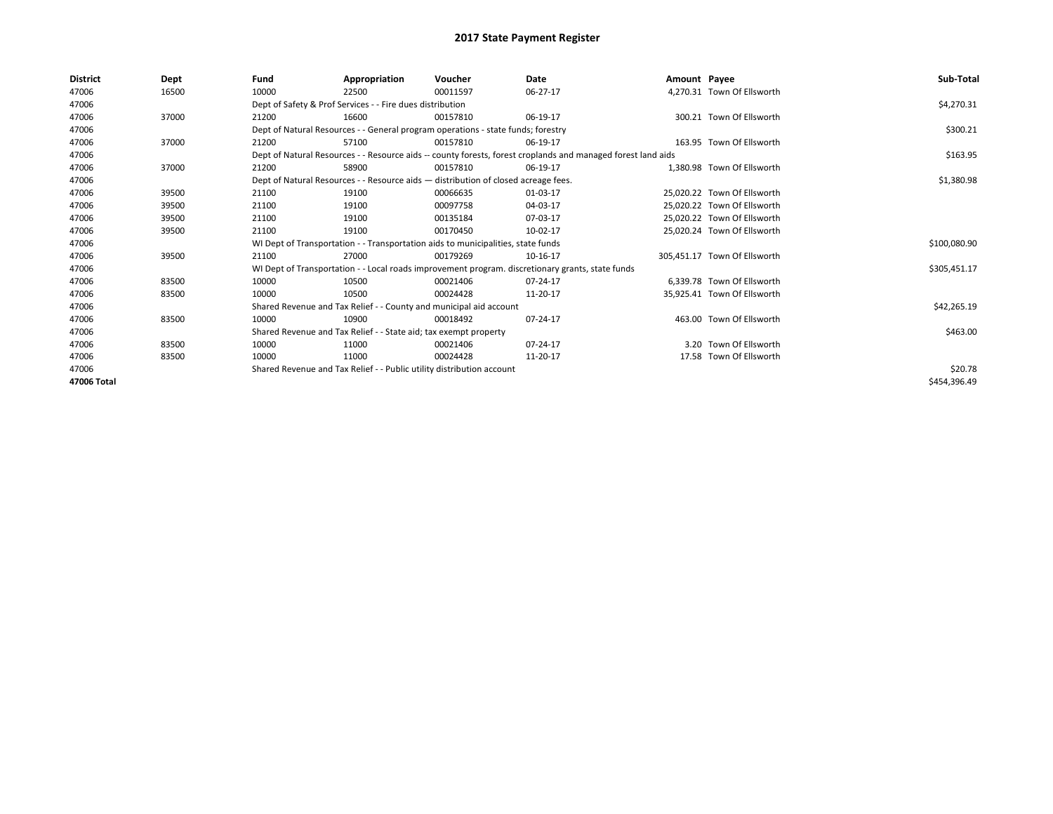# 2017 State Payment Register

| District | Dept | Fund | Appropriation | Voucher | Date | Amount | Payee | Sub-Total |
|---|---|---|---|---|---|---|---|---|
| 47006 | 16500 | 10000 | 22500 | 00011597 | 06-27-17 | 4,270.31 | Town Of Ellsworth | |
| 47006 | | Dept of Safety & Prof Services - - Fire dues distribution | | | | | | $4,270.31 |
| 47006 | 37000 | 21200 | 16600 | 00157810 | 06-19-17 | 300.21 | Town Of Ellsworth | |
| 47006 | | Dept of Natural Resources - - General program operations - state funds; forestry | | | | | | $300.21 |
| 47006 | 37000 | 21200 | 57100 | 00157810 | 06-19-17 | 163.95 | Town Of Ellsworth | |
| 47006 | | Dept of Natural Resources - - Resource aids -- county forests, forest croplands and managed forest land aids | | | | | | $163.95 |
| 47006 | 37000 | 21200 | 58900 | 00157810 | 06-19-17 | 1,380.98 | Town Of Ellsworth | |
| 47006 | | Dept of Natural Resources - - Resource aids — distribution of closed acreage fees. | | | | | | $1,380.98 |
| 47006 | 39500 | 21100 | 19100 | 00066635 | 01-03-17 | 25,020.22 | Town Of Ellsworth | |
| 47006 | 39500 | 21100 | 19100 | 00097758 | 04-03-17 | 25,020.22 | Town Of Ellsworth | |
| 47006 | 39500 | 21100 | 19100 | 00135184 | 07-03-17 | 25,020.22 | Town Of Ellsworth | |
| 47006 | 39500 | 21100 | 19100 | 00170450 | 10-02-17 | 25,020.24 | Town Of Ellsworth | |
| 47006 | | WI Dept of Transportation - - Transportation aids to municipalities, state funds | | | | | | $100,080.90 |
| 47006 | 39500 | 21100 | 27000 | 00179269 | 10-16-17 | 305,451.17 | Town Of Ellsworth | |
| 47006 | | WI Dept of Transportation - - Local roads improvement program. discretionary grants, state funds | | | | | | $305,451.17 |
| 47006 | 83500 | 10000 | 10500 | 00021406 | 07-24-17 | 6,339.78 | Town Of Ellsworth | |
| 47006 | 83500 | 10000 | 10500 | 00024428 | 11-20-17 | 35,925.41 | Town Of Ellsworth | |
| 47006 | | Shared Revenue and Tax Relief - - County and municipal aid account | | | | | | $42,265.19 |
| 47006 | 83500 | 10000 | 10900 | 00018492 | 07-24-17 | 463.00 | Town Of Ellsworth | |
| 47006 | | Shared Revenue and Tax Relief - - State aid; tax exempt property | | | | | | $463.00 |
| 47006 | 83500 | 10000 | 11000 | 00021406 | 07-24-17 | 3.20 | Town Of Ellsworth | |
| 47006 | 83500 | 10000 | 11000 | 00024428 | 11-20-17 | 17.58 | Town Of Ellsworth | |
| 47006 | | Shared Revenue and Tax Relief - - Public utility distribution account | | | | | | $20.78 |
| **47006 Total** | | | | | | | | $454,396.49 |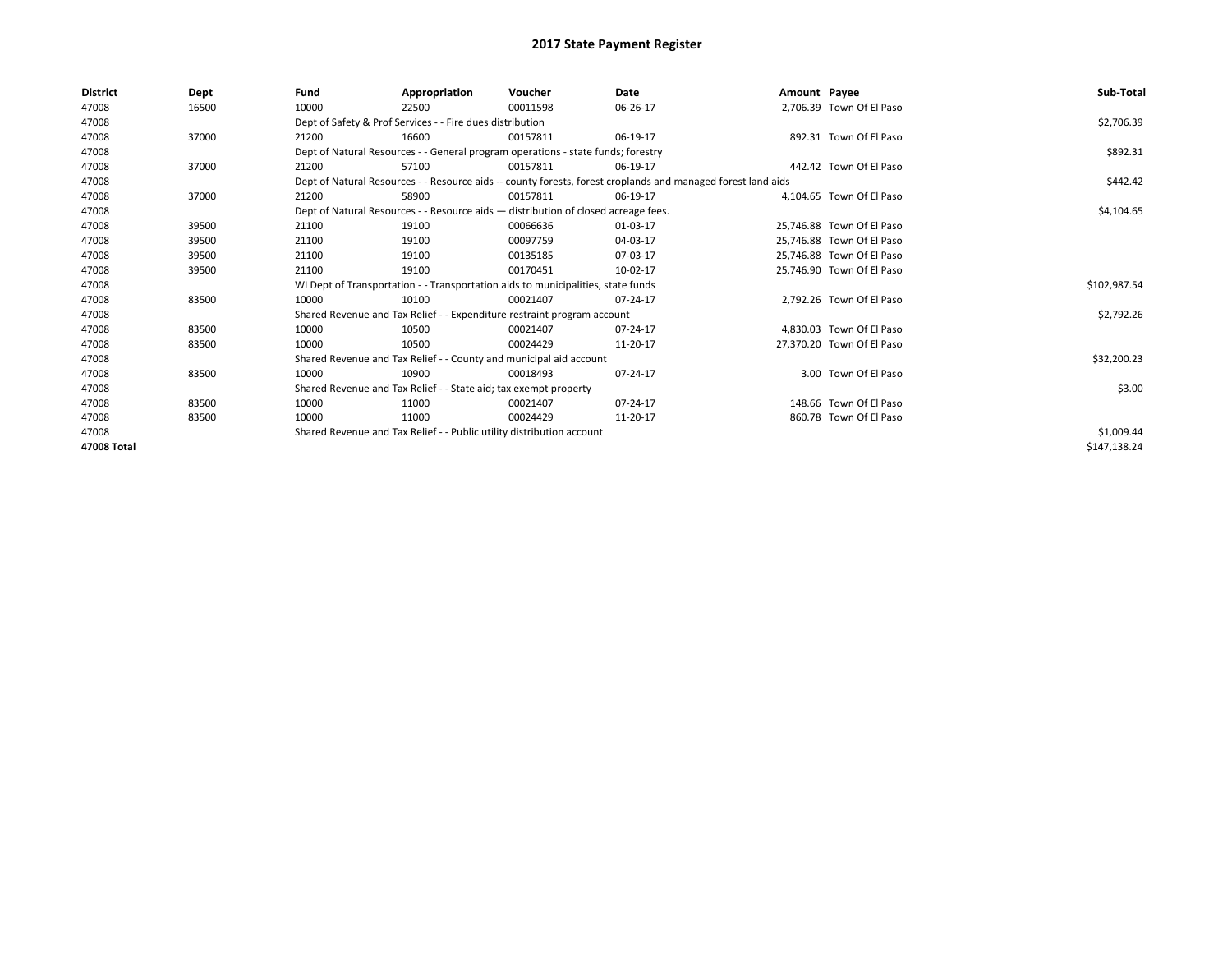# 2017 State Payment Register

| District | Dept | Fund | Appropriation | Voucher | Date | Amount | Payee | Sub-Total |
|---|---|---|---|---|---|---|---|---|
| 47008 | 16500 | 10000 | 22500 | 00011598 | 06-26-17 | 2,706.39 | Town Of El Paso | |
| 47008 | | Dept of Safety & Prof Services - - Fire dues distribution | | | | | | $2,706.39 |
| 47008 | 37000 | 21200 | 16600 | 00157811 | 06-19-17 | 892.31 | Town Of El Paso | |
| 47008 | | Dept of Natural Resources - - General program operations - state funds; forestry | | | | | | $892.31 |
| 47008 | 37000 | 21200 | 57100 | 00157811 | 06-19-17 | 442.42 | Town Of El Paso | |
| 47008 | | Dept of Natural Resources - - Resource aids -- county forests, forest croplands and managed forest land aids | | | | | | $442.42 |
| 47008 | 37000 | 21200 | 58900 | 00157811 | 06-19-17 | 4,104.65 | Town Of El Paso | |
| 47008 | | Dept of Natural Resources - - Resource aids — distribution of closed acreage fees. | | | | | | $4,104.65 |
| 47008 | 39500 | 21100 | 19100 | 00066636 | 01-03-17 | 25,746.88 | Town Of El Paso | |
| 47008 | 39500 | 21100 | 19100 | 00097759 | 04-03-17 | 25,746.88 | Town Of El Paso | |
| 47008 | 39500 | 21100 | 19100 | 00135185 | 07-03-17 | 25,746.88 | Town Of El Paso | |
| 47008 | 39500 | 21100 | 19100 | 00170451 | 10-02-17 | 25,746.90 | Town Of El Paso | |
| 47008 | | WI Dept of Transportation - - Transportation aids to municipalities, state funds | | | | | | $102,987.54 |
| 47008 | 83500 | 10000 | 10100 | 00021407 | 07-24-17 | 2,792.26 | Town Of El Paso | |
| 47008 | | Shared Revenue and Tax Relief - - Expenditure restraint program account | | | | | | $2,792.26 |
| 47008 | 83500 | 10000 | 10500 | 00021407 | 07-24-17 | 4,830.03 | Town Of El Paso | |
| 47008 | 83500 | 10000 | 10500 | 00024429 | 11-20-17 | 27,370.20 | Town Of El Paso | |
| 47008 | | Shared Revenue and Tax Relief - - County and municipal aid account | | | | | | $32,200.23 |
| 47008 | 83500 | 10000 | 10900 | 00018493 | 07-24-17 | 3.00 | Town Of El Paso | |
| 47008 | | Shared Revenue and Tax Relief - - State aid; tax exempt property | | | | | | $3.00 |
| 47008 | 83500 | 10000 | 11000 | 00021407 | 07-24-17 | 148.66 | Town Of El Paso | |
| 47008 | 83500 | 10000 | 11000 | 00024429 | 11-20-17 | 860.78 | Town Of El Paso | |
| 47008 | | Shared Revenue and Tax Relief - - Public utility distribution account | | | | | | $1,009.44 |
| 47008 Total | | | | | | | | $147,138.24 |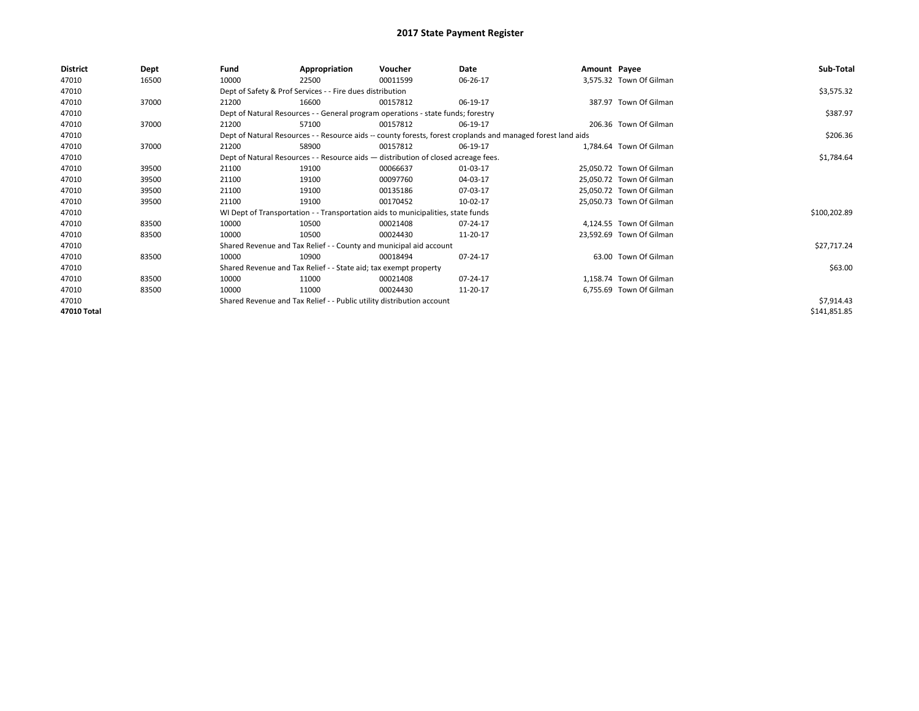# 2017 State Payment Register

| District | Dept | Fund | Appropriation | Voucher | Date | Amount | Payee | Sub-Total |
|---|---|---|---|---|---|---|---|---|
| 47010 | 16500 | 10000 | 22500 | 00011599 | 06-26-17 | 3,575.32 | Town Of Gilman | |
| 47010 | | Dept of Safety & Prof Services - - Fire dues distribution | | | | | | $3,575.32 |
| 47010 | 37000 | 21200 | 16600 | 00157812 | 06-19-17 | 387.97 | Town Of Gilman | |
| 47010 | | Dept of Natural Resources - - General program operations - state funds; forestry | | | | | | $387.97 |
| 47010 | 37000 | 21200 | 57100 | 00157812 | 06-19-17 | 206.36 | Town Of Gilman | |
| 47010 | | Dept of Natural Resources - - Resource aids -- county forests, forest croplands and managed forest land aids | | | | | | $206.36 |
| 47010 | 37000 | 21200 | 58900 | 00157812 | 06-19-17 | 1,784.64 | Town Of Gilman | |
| 47010 | | Dept of Natural Resources - - Resource aids — distribution of closed acreage fees. | | | | | | $1,784.64 |
| 47010 | 39500 | 21100 | 19100 | 00066637 | 01-03-17 | 25,050.72 | Town Of Gilman | |
| 47010 | 39500 | 21100 | 19100 | 00097760 | 04-03-17 | 25,050.72 | Town Of Gilman | |
| 47010 | 39500 | 21100 | 19100 | 00135186 | 07-03-17 | 25,050.72 | Town Of Gilman | |
| 47010 | 39500 | 21100 | 19100 | 00170452 | 10-02-17 | 25,050.73 | Town Of Gilman | |
| 47010 | | WI Dept of Transportation - - Transportation aids to municipalities, state funds | | | | | | $100,202.89 |
| 47010 | 83500 | 10000 | 10500 | 00021408 | 07-24-17 | 4,124.55 | Town Of Gilman | |
| 47010 | 83500 | 10000 | 10500 | 00024430 | 11-20-17 | 23,592.69 | Town Of Gilman | |
| 47010 | | Shared Revenue and Tax Relief - - County and municipal aid account | | | | | | $27,717.24 |
| 47010 | 83500 | 10000 | 10900 | 00018494 | 07-24-17 | 63.00 | Town Of Gilman | |
| 47010 | | Shared Revenue and Tax Relief - - State aid; tax exempt property | | | | | | $63.00 |
| 47010 | 83500 | 10000 | 11000 | 00021408 | 07-24-17 | 1,158.74 | Town Of Gilman | |
| 47010 | 83500 | 10000 | 11000 | 00024430 | 11-20-17 | 6,755.69 | Town Of Gilman | |
| 47010 | | Shared Revenue and Tax Relief - - Public utility distribution account | | | | | | $7,914.43 |
| 47010 Total | | | | | | | | $141,851.85 |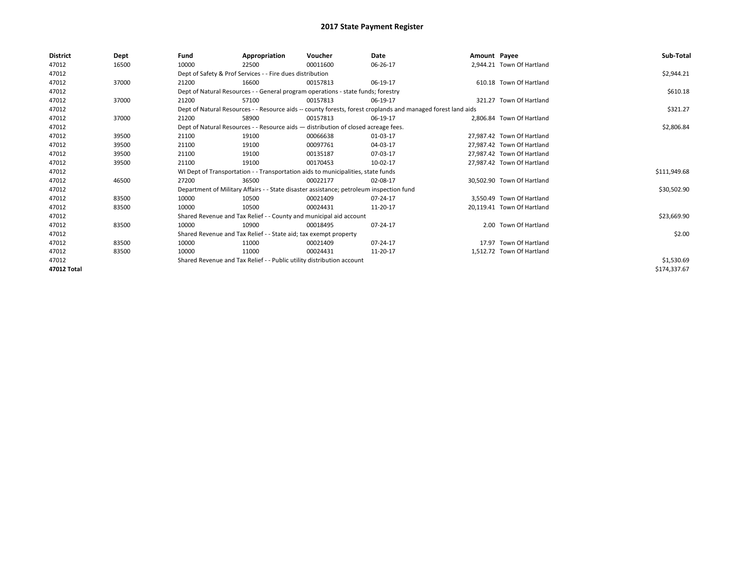# 2017 State Payment Register

| District | Dept | Fund | Appropriation | Voucher | Date | Amount | Payee | Sub-Total |
|---|---|---|---|---|---|---|---|---|
| 47012 | 16500 | 10000 | 22500 | 00011600 | 06-26-17 | 2,944.21 | Town Of Hartland | |
| 47012 | | Dept of Safety & Prof Services - - Fire dues distribution | | | | | | $2,944.21 |
| 47012 | 37000 | 21200 | 16600 | 00157813 | 06-19-17 | 610.18 | Town Of Hartland | |
| 47012 | | Dept of Natural Resources - - General program operations - state funds; forestry | | | | | | $610.18 |
| 47012 | 37000 | 21200 | 57100 | 00157813 | 06-19-17 | 321.27 | Town Of Hartland | |
| 47012 | | Dept of Natural Resources - - Resource aids -- county forests, forest croplands and managed forest land aids | | | | | | $321.27 |
| 47012 | 37000 | 21200 | 58900 | 00157813 | 06-19-17 | 2,806.84 | Town Of Hartland | |
| 47012 | | Dept of Natural Resources - - Resource aids — distribution of closed acreage fees. | | | | | | $2,806.84 |
| 47012 | 39500 | 21100 | 19100 | 00066638 | 01-03-17 | 27,987.42 | Town Of Hartland | |
| 47012 | 39500 | 21100 | 19100 | 00097761 | 04-03-17 | 27,987.42 | Town Of Hartland | |
| 47012 | 39500 | 21100 | 19100 | 00135187 | 07-03-17 | 27,987.42 | Town Of Hartland | |
| 47012 | 39500 | 21100 | 19100 | 00170453 | 10-02-17 | 27,987.42 | Town Of Hartland | |
| 47012 | | WI Dept of Transportation - - Transportation aids to municipalities, state funds | | | | | | $111,949.68 |
| 47012 | 46500 | 27200 | 36500 | 00022177 | 02-08-17 | 30,502.90 | Town Of Hartland | |
| 47012 | | Department of Military Affairs - - State disaster assistance; petroleum inspection fund | | | | | | $30,502.90 |
| 47012 | 83500 | 10000 | 10500 | 00021409 | 07-24-17 | 3,550.49 | Town Of Hartland | |
| 47012 | 83500 | 10000 | 10500 | 00024431 | 11-20-17 | 20,119.41 | Town Of Hartland | |
| 47012 | | Shared Revenue and Tax Relief - - County and municipal aid account | | | | | | $23,669.90 |
| 47012 | 83500 | 10000 | 10900 | 00018495 | 07-24-17 | 2.00 | Town Of Hartland | |
| 47012 | | Shared Revenue and Tax Relief - - State aid; tax exempt property | | | | | | $2.00 |
| 47012 | 83500 | 10000 | 11000 | 00021409 | 07-24-17 | 17.97 | Town Of Hartland | |
| 47012 | 83500 | 10000 | 11000 | 00024431 | 11-20-17 | 1,512.72 | Town Of Hartland | |
| 47012 | | Shared Revenue and Tax Relief - - Public utility distribution account | | | | | | $1,530.69 |
| **47012 Total** | | | | | | | | $174,337.67 |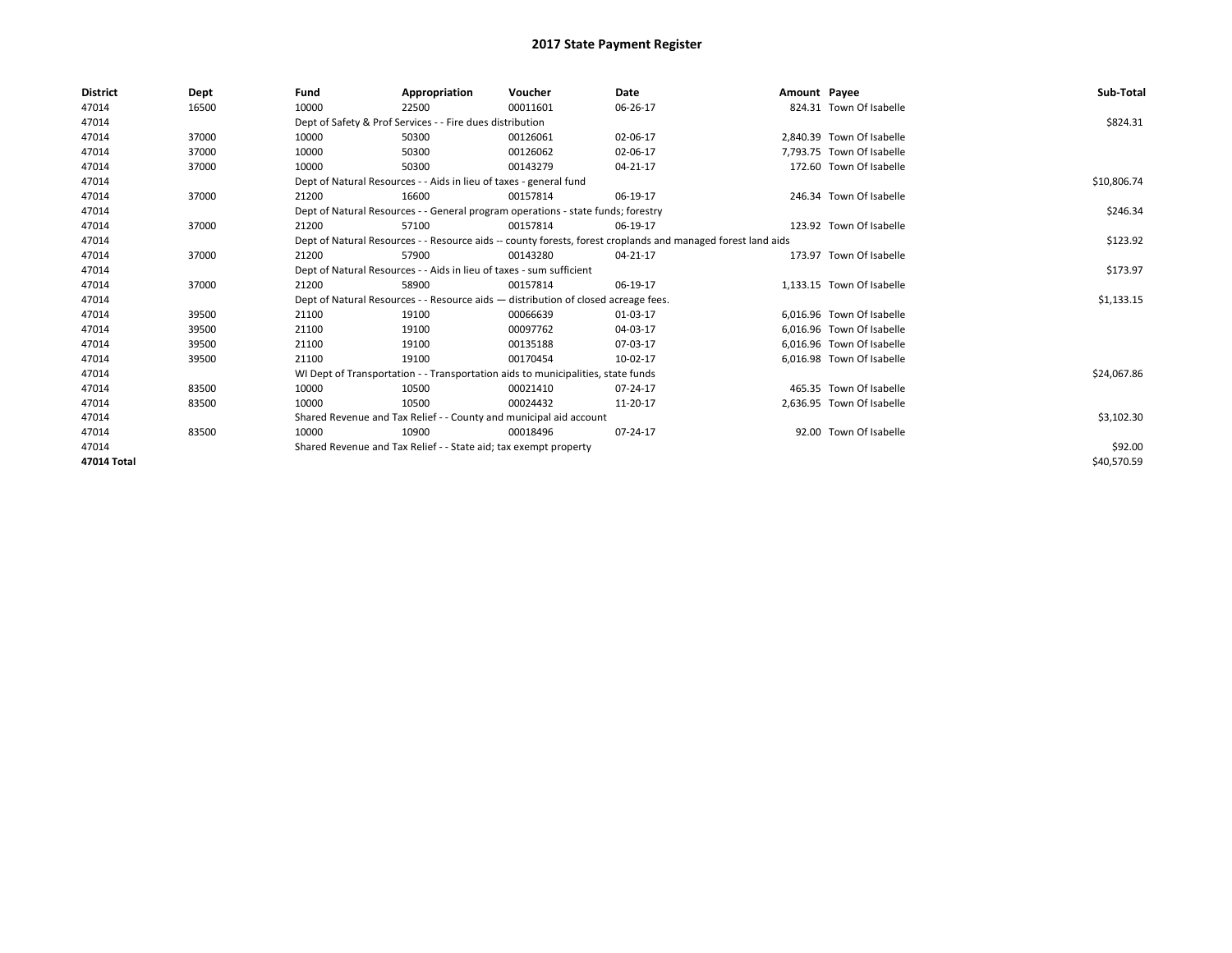# 2017 State Payment Register

| District | Dept | Fund | Appropriation | Voucher | Date | Amount | Payee | Sub-Total |
|---|---|---|---|---|---|---|---|---|
| 47014 | 16500 | 10000 | 22500 | 00011601 | 06-26-17 | 824.31 | Town Of Isabelle | |
| 47014 | | Dept of Safety & Prof Services - - Fire dues distribution | | | | | | $824.31 |
| 47014 | 37000 | 10000 | 50300 | 00126061 | 02-06-17 | 2,840.39 | Town Of Isabelle | |
| 47014 | 37000 | 10000 | 50300 | 00126062 | 02-06-17 | 7,793.75 | Town Of Isabelle | |
| 47014 | 37000 | 10000 | 50300 | 00143279 | 04-21-17 | 172.60 | Town Of Isabelle | |
| 47014 | | Dept of Natural Resources - - Aids in lieu of taxes - general fund | | | | | | $10,806.74 |
| 47014 | 37000 | 21200 | 16600 | 00157814 | 06-19-17 | 246.34 | Town Of Isabelle | |
| 47014 | | Dept of Natural Resources - - General program operations - state funds; forestry | | | | | | $246.34 |
| 47014 | 37000 | 21200 | 57100 | 00157814 | 06-19-17 | 123.92 | Town Of Isabelle | |
| 47014 | | Dept of Natural Resources - - Resource aids -- county forests, forest croplands and managed forest land aids | | | | | | $123.92 |
| 47014 | 37000 | 21200 | 57900 | 00143280 | 04-21-17 | 173.97 | Town Of Isabelle | |
| 47014 | | Dept of Natural Resources - - Aids in lieu of taxes - sum sufficient | | | | | | $173.97 |
| 47014 | 37000 | 21200 | 58900 | 00157814 | 06-19-17 | 1,133.15 | Town Of Isabelle | |
| 47014 | | Dept of Natural Resources - - Resource aids — distribution of closed acreage fees. | | | | | | $1,133.15 |
| 47014 | 39500 | 21100 | 19100 | 00066639 | 01-03-17 | 6,016.96 | Town Of Isabelle | |
| 47014 | 39500 | 21100 | 19100 | 00097762 | 04-03-17 | 6,016.96 | Town Of Isabelle | |
| 47014 | 39500 | 21100 | 19100 | 00135188 | 07-03-17 | 6,016.96 | Town Of Isabelle | |
| 47014 | 39500 | 21100 | 19100 | 00170454 | 10-02-17 | 6,016.98 | Town Of Isabelle | |
| 47014 | | WI Dept of Transportation - - Transportation aids to municipalities, state funds | | | | | | $24,067.86 |
| 47014 | 83500 | 10000 | 10500 | 00021410 | 07-24-17 | 465.35 | Town Of Isabelle | |
| 47014 | 83500 | 10000 | 10500 | 00024432 | 11-20-17 | 2,636.95 | Town Of Isabelle | |
| 47014 | | Shared Revenue and Tax Relief - - County and municipal aid account | | | | | | $3,102.30 |
| 47014 | 83500 | 10000 | 10900 | 00018496 | 07-24-17 | 92.00 | Town Of Isabelle | |
| 47014 | | Shared Revenue and Tax Relief - - State aid; tax exempt property | | | | | | $92.00 |
| **47014 Total** | | | | | | | | $40,570.59 |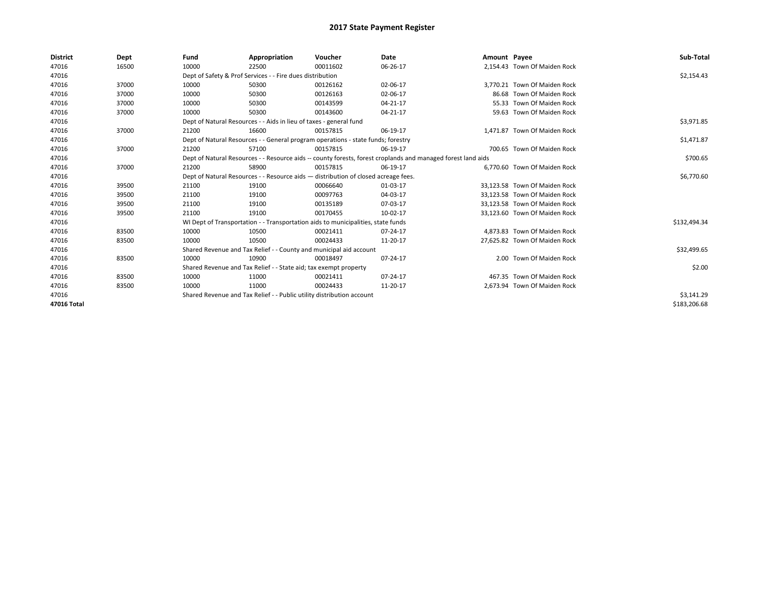# 2017 State Payment Register

| District | Dept | Fund | Appropriation | Voucher | Date | Amount | Payee | Sub-Total |
|---|---|---|---|---|---|---|---|---|
| 47016 | 16500 | 10000 | 22500 | 00011602 | 06-26-17 | 2,154.43 | Town Of Maiden Rock | |
| 47016 | | Dept of Safety & Prof Services - - Fire dues distribution | | | | | | $2,154.43 |
| 47016 | 37000 | 10000 | 50300 | 00126162 | 02-06-17 | 3,770.21 | Town Of Maiden Rock | |
| 47016 | 37000 | 10000 | 50300 | 00126163 | 02-06-17 | 86.68 | Town Of Maiden Rock | |
| 47016 | 37000 | 10000 | 50300 | 00143599 | 04-21-17 | 55.33 | Town Of Maiden Rock | |
| 47016 | 37000 | 10000 | 50300 | 00143600 | 04-21-17 | 59.63 | Town Of Maiden Rock | |
| 47016 | | Dept of Natural Resources - - Aids in lieu of taxes - general fund | | | | | | $3,971.85 |
| 47016 | 37000 | 21200 | 16600 | 00157815 | 06-19-17 | 1,471.87 | Town Of Maiden Rock | |
| 47016 | | Dept of Natural Resources - - General program operations - state funds; forestry | | | | | | $1,471.87 |
| 47016 | 37000 | 21200 | 57100 | 00157815 | 06-19-17 | 700.65 | Town Of Maiden Rock | |
| 47016 | | Dept of Natural Resources - - Resource aids -- county forests, forest croplands and managed forest land aids | | | | | | $700.65 |
| 47016 | 37000 | 21200 | 58900 | 00157815 | 06-19-17 | 6,770.60 | Town Of Maiden Rock | |
| 47016 | | Dept of Natural Resources - - Resource aids — distribution of closed acreage fees. | | | | | | $6,770.60 |
| 47016 | 39500 | 21100 | 19100 | 00066640 | 01-03-17 | 33,123.58 | Town Of Maiden Rock | |
| 47016 | 39500 | 21100 | 19100 | 00097763 | 04-03-17 | 33,123.58 | Town Of Maiden Rock | |
| 47016 | 39500 | 21100 | 19100 | 00135189 | 07-03-17 | 33,123.58 | Town Of Maiden Rock | |
| 47016 | 39500 | 21100 | 19100 | 00170455 | 10-02-17 | 33,123.60 | Town Of Maiden Rock | |
| 47016 | | WI Dept of Transportation - - Transportation aids to municipalities, state funds | | | | | | $132,494.34 |
| 47016 | 83500 | 10000 | 10500 | 00021411 | 07-24-17 | 4,873.83 | Town Of Maiden Rock | |
| 47016 | 83500 | 10000 | 10500 | 00024433 | 11-20-17 | 27,625.82 | Town Of Maiden Rock | |
| 47016 | | Shared Revenue and Tax Relief - - County and municipal aid account | | | | | | $32,499.65 |
| 47016 | 83500 | 10000 | 10900 | 00018497 | 07-24-17 | 2.00 | Town Of Maiden Rock | |
| 47016 | | Shared Revenue and Tax Relief - - State aid; tax exempt property | | | | | | $2.00 |
| 47016 | 83500 | 10000 | 11000 | 00021411 | 07-24-17 | 467.35 | Town Of Maiden Rock | |
| 47016 | 83500 | 10000 | 11000 | 00024433 | 11-20-17 | 2,673.94 | Town Of Maiden Rock | |
| 47016 | | Shared Revenue and Tax Relief - - Public utility distribution account | | | | | | $3,141.29 |
| 47016 Total | | | | | | | | $183,206.68 |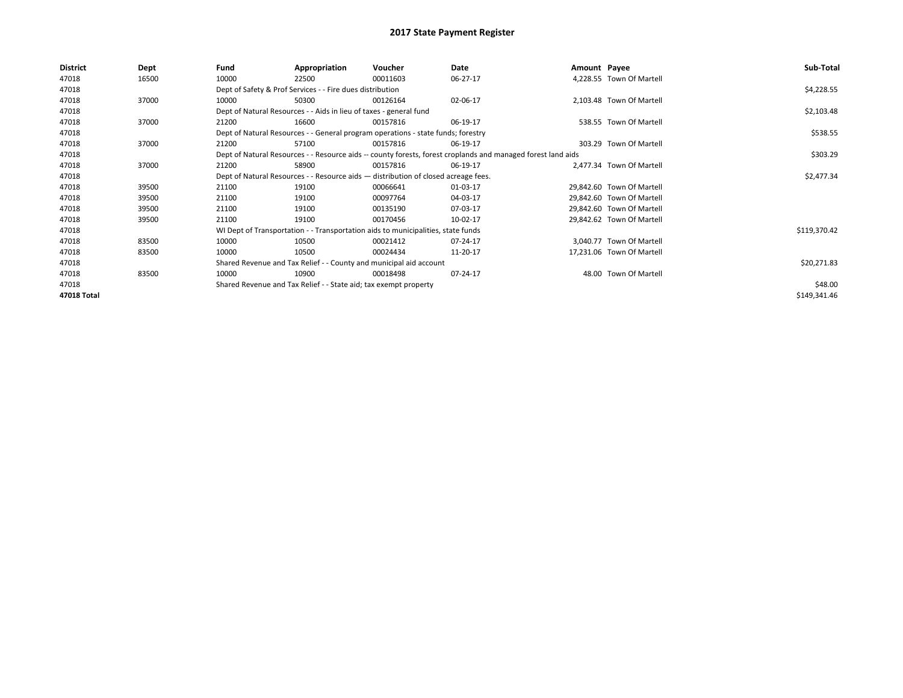# 2017 State Payment Register

| District | Dept | Fund | Appropriation | Voucher | Date | Amount | Payee | Sub-Total |
|---|---|---|---|---|---|---|---|---|
| 47018 | 16500 | 10000 | 22500 | 00011603 | 06-27-17 | 4,228.55 | Town Of Martell | |
| 47018 | | Dept of Safety & Prof Services - - Fire dues distribution | | | | | | $4,228.55 |
| 47018 | 37000 | 10000 | 50300 | 00126164 | 02-06-17 | 2,103.48 | Town Of Martell | |
| 47018 | | Dept of Natural Resources - - Aids in lieu of taxes - general fund | | | | | | $2,103.48 |
| 47018 | 37000 | 21200 | 16600 | 00157816 | 06-19-17 | 538.55 | Town Of Martell | |
| 47018 | | Dept of Natural Resources - - General program operations - state funds; forestry | | | | | | $538.55 |
| 47018 | 37000 | 21200 | 57100 | 00157816 | 06-19-17 | 303.29 | Town Of Martell | |
| 47018 | | Dept of Natural Resources - - Resource aids -- county forests, forest croplands and managed forest land aids | | | | | | $303.29 |
| 47018 | 37000 | 21200 | 58900 | 00157816 | 06-19-17 | 2,477.34 | Town Of Martell | |
| 47018 | | Dept of Natural Resources - - Resource aids — distribution of closed acreage fees. | | | | | | $2,477.34 |
| 47018 | 39500 | 21100 | 19100 | 00066641 | 01-03-17 | 29,842.60 | Town Of Martell | |
| 47018 | 39500 | 21100 | 19100 | 00097764 | 04-03-17 | 29,842.60 | Town Of Martell | |
| 47018 | 39500 | 21100 | 19100 | 00135190 | 07-03-17 | 29,842.60 | Town Of Martell | |
| 47018 | 39500 | 21100 | 19100 | 00170456 | 10-02-17 | 29,842.62 | Town Of Martell | |
| 47018 | | WI Dept of Transportation - - Transportation aids to municipalities, state funds | | | | | | $119,370.42 |
| 47018 | 83500 | 10000 | 10500 | 00021412 | 07-24-17 | 3,040.77 | Town Of Martell | |
| 47018 | 83500 | 10000 | 10500 | 00024434 | 11-20-17 | 17,231.06 | Town Of Martell | |
| 47018 | | Shared Revenue and Tax Relief - - County and municipal aid account | | | | | | $20,271.83 |
| 47018 | 83500 | 10000 | 10900 | 00018498 | 07-24-17 | 48.00 | Town Of Martell | |
| 47018 | | Shared Revenue and Tax Relief - - State aid; tax exempt property | | | | | | $48.00 |
| **47018 Total** | | | | | | | | $149,341.46 |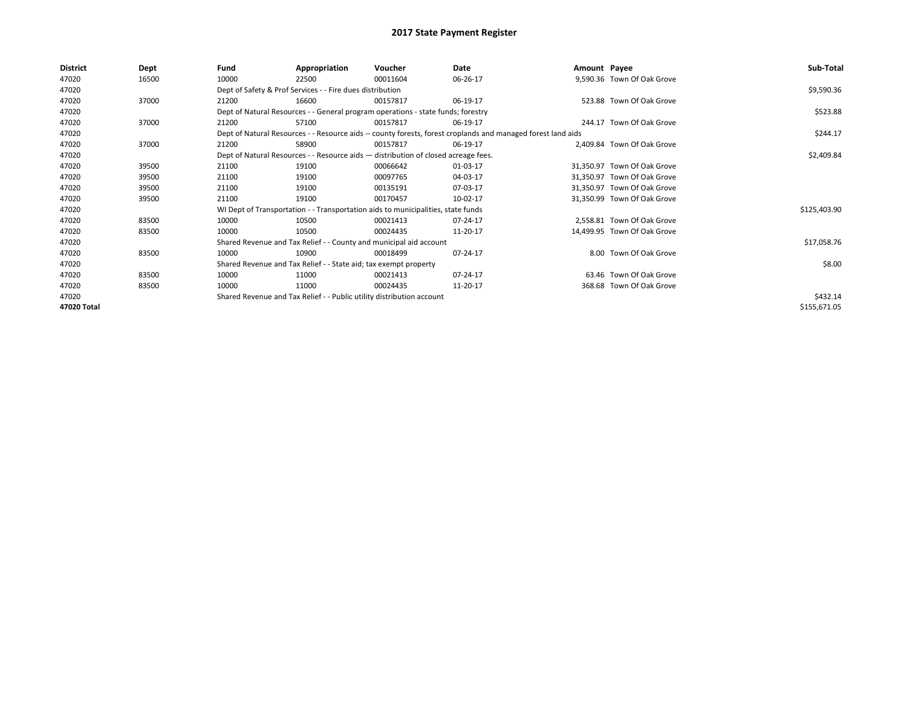# 2017 State Payment Register

| District | Dept | Fund | Appropriation | Voucher | Date | Amount | Payee | Sub-Total |
|---|---|---|---|---|---|---|---|---|
| 47020 | 16500 | 10000 | 22500 | 00011604 | 06-26-17 | 9,590.36 | Town Of Oak Grove | |
| 47020 | | Dept of Safety & Prof Services - - Fire dues distribution | | | | | | $9,590.36 |
| 47020 | 37000 | 21200 | 16600 | 00157817 | 06-19-17 | 523.88 | Town Of Oak Grove | |
| 47020 | | Dept of Natural Resources - - General program operations - state funds; forestry | | | | | | $523.88 |
| 47020 | 37000 | 21200 | 57100 | 00157817 | 06-19-17 | 244.17 | Town Of Oak Grove | |
| 47020 | | Dept of Natural Resources - - Resource aids -- county forests, forest croplands and managed forest land aids | | | | | | $244.17 |
| 47020 | 37000 | 21200 | 58900 | 00157817 | 06-19-17 | 2,409.84 | Town Of Oak Grove | |
| 47020 | | Dept of Natural Resources - - Resource aids — distribution of closed acreage fees. | | | | | | $2,409.84 |
| 47020 | 39500 | 21100 | 19100 | 00066642 | 01-03-17 | 31,350.97 | Town Of Oak Grove | |
| 47020 | 39500 | 21100 | 19100 | 00097765 | 04-03-17 | 31,350.97 | Town Of Oak Grove | |
| 47020 | 39500 | 21100 | 19100 | 00135191 | 07-03-17 | 31,350.97 | Town Of Oak Grove | |
| 47020 | 39500 | 21100 | 19100 | 00170457 | 10-02-17 | 31,350.99 | Town Of Oak Grove | |
| 47020 | | WI Dept of Transportation - - Transportation aids to municipalities, state funds | | | | | | $125,403.90 |
| 47020 | 83500 | 10000 | 10500 | 00021413 | 07-24-17 | 2,558.81 | Town Of Oak Grove | |
| 47020 | 83500 | 10000 | 10500 | 00024435 | 11-20-17 | 14,499.95 | Town Of Oak Grove | |
| 47020 | | Shared Revenue and Tax Relief - - County and municipal aid account | | | | | | $17,058.76 |
| 47020 | 83500 | 10000 | 10900 | 00018499 | 07-24-17 | 8.00 | Town Of Oak Grove | |
| 47020 | | Shared Revenue and Tax Relief - - State aid; tax exempt property | | | | | | $8.00 |
| 47020 | 83500 | 10000 | 11000 | 00021413 | 07-24-17 | 63.46 | Town Of Oak Grove | |
| 47020 | 83500 | 10000 | 11000 | 00024435 | 11-20-17 | 368.68 | Town Of Oak Grove | |
| 47020 | | Shared Revenue and Tax Relief - - Public utility distribution account | | | | | | $432.14 |
| 47020 Total | | | | | | | | $155,671.05 |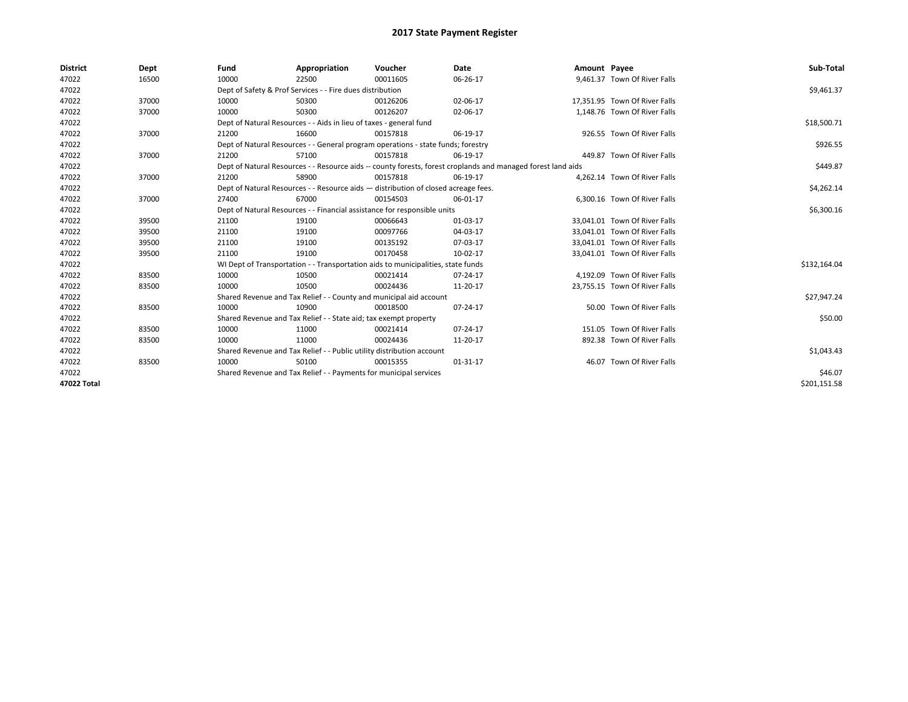# 2017 State Payment Register

| District | Dept | Fund | Appropriation | Voucher | Date | Amount | Payee | Sub-Total |
|---|---|---|---|---|---|---|---|---|
| 47022 | 16500 | 10000 | 22500 | 00011605 | 06-26-17 | 9,461.37 | Town Of River Falls | |
| 47022 | | Dept of Safety & Prof Services - - Fire dues distribution | | | | | | $9,461.37 |
| 47022 | 37000 | 10000 | 50300 | 00126206 | 02-06-17 | 17,351.95 | Town Of River Falls | |
| 47022 | 37000 | 10000 | 50300 | 00126207 | 02-06-17 | 1,148.76 | Town Of River Falls | |
| 47022 | | Dept of Natural Resources - - Aids in lieu of taxes - general fund | | | | | | $18,500.71 |
| 47022 | 37000 | 21200 | 16600 | 00157818 | 06-19-17 | 926.55 | Town Of River Falls | |
| 47022 | | Dept of Natural Resources - - General program operations - state funds; forestry | | | | | | $926.55 |
| 47022 | 37000 | 21200 | 57100 | 00157818 | 06-19-17 | 449.87 | Town Of River Falls | |
| 47022 | | Dept of Natural Resources - - Resource aids -- county forests, forest croplands and managed forest land aids | | | | | | $449.87 |
| 47022 | 37000 | 21200 | 58900 | 00157818 | 06-19-17 | 4,262.14 | Town Of River Falls | |
| 47022 | | Dept of Natural Resources - - Resource aids — distribution of closed acreage fees. | | | | | | $4,262.14 |
| 47022 | 37000 | 27400 | 67000 | 00154503 | 06-01-17 | 6,300.16 | Town Of River Falls | |
| 47022 | | Dept of Natural Resources - - Financial assistance for responsible units | | | | | | $6,300.16 |
| 47022 | 39500 | 21100 | 19100 | 00066643 | 01-03-17 | 33,041.01 | Town Of River Falls | |
| 47022 | 39500 | 21100 | 19100 | 00097766 | 04-03-17 | 33,041.01 | Town Of River Falls | |
| 47022 | 39500 | 21100 | 19100 | 00135192 | 07-03-17 | 33,041.01 | Town Of River Falls | |
| 47022 | 39500 | 21100 | 19100 | 00170458 | 10-02-17 | 33,041.01 | Town Of River Falls | |
| 47022 | | WI Dept of Transportation - - Transportation aids to municipalities, state funds | | | | | | $132,164.04 |
| 47022 | 83500 | 10000 | 10500 | 00021414 | 07-24-17 | 4,192.09 | Town Of River Falls | |
| 47022 | 83500 | 10000 | 10500 | 00024436 | 11-20-17 | 23,755.15 | Town Of River Falls | |
| 47022 | | Shared Revenue and Tax Relief - - County and municipal aid account | | | | | | $27,947.24 |
| 47022 | 83500 | 10000 | 10900 | 00018500 | 07-24-17 | 50.00 | Town Of River Falls | |
| 47022 | | Shared Revenue and Tax Relief - - State aid; tax exempt property | | | | | | $50.00 |
| 47022 | 83500 | 10000 | 11000 | 00021414 | 07-24-17 | 151.05 | Town Of River Falls | |
| 47022 | 83500 | 10000 | 11000 | 00024436 | 11-20-17 | 892.38 | Town Of River Falls | |
| 47022 | | Shared Revenue and Tax Relief - - Public utility distribution account | | | | | | $1,043.43 |
| 47022 | 83500 | 10000 | 50100 | 00015355 | 01-31-17 | 46.07 | Town Of River Falls | |
| 47022 | | Shared Revenue and Tax Relief - - Payments for municipal services | | | | | | $46.07 |
| **47022 Total** | | | | | | | | $201,151.58 |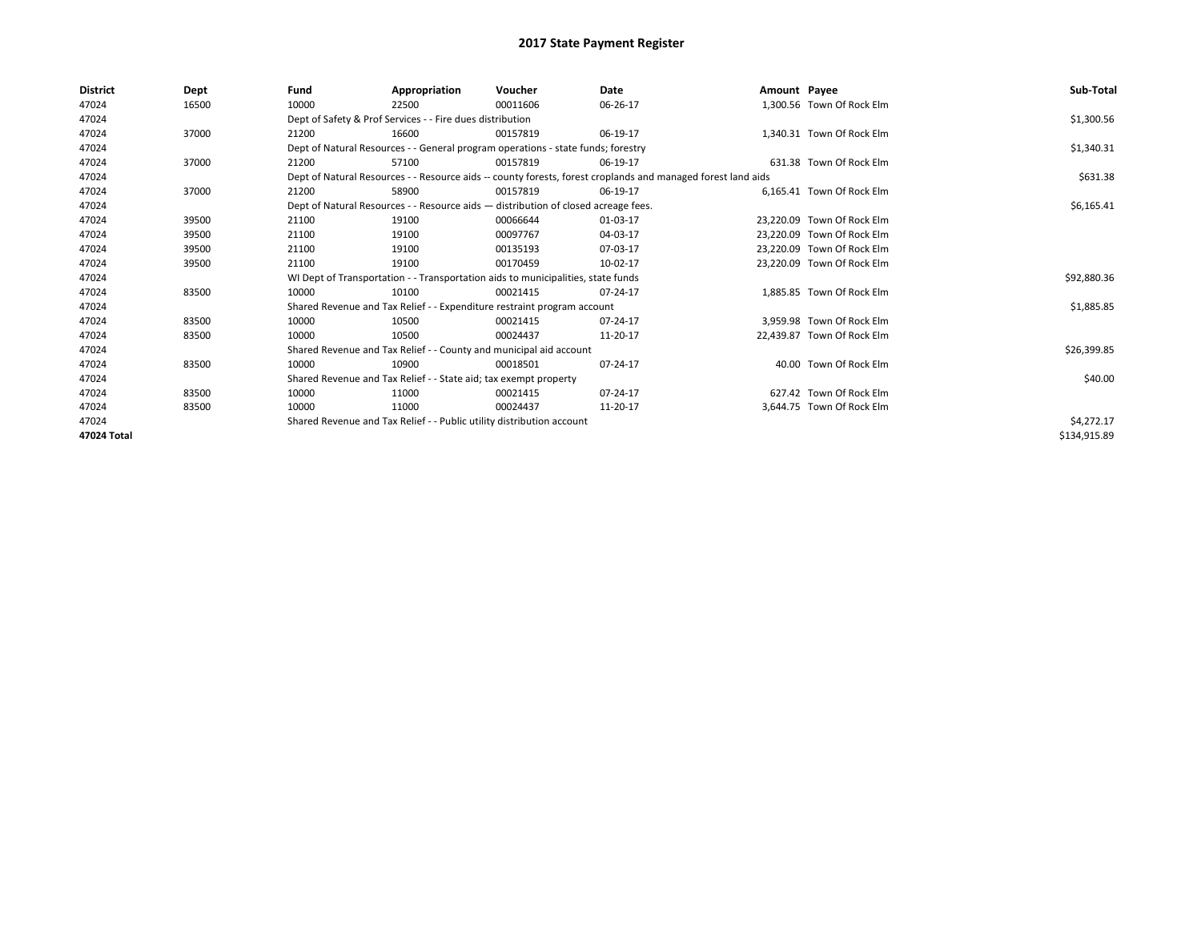# 2017 State Payment Register

| District | Dept | Fund | Appropriation | Voucher | Date | Amount | Payee | Sub-Total |
|---|---|---|---|---|---|---|---|---|
| 47024 | 16500 | 10000 | 22500 | 00011606 | 06-26-17 | 1,300.56 | Town Of Rock Elm | |
| 47024 | | Dept of Safety & Prof Services - - Fire dues distribution | | | | | | $1,300.56 |
| 47024 | 37000 | 21200 | 16600 | 00157819 | 06-19-17 | 1,340.31 | Town Of Rock Elm | |
| 47024 | | Dept of Natural Resources - - General program operations - state funds; forestry | | | | | | $1,340.31 |
| 47024 | 37000 | 21200 | 57100 | 00157819 | 06-19-17 | 631.38 | Town Of Rock Elm | |
| 47024 | | Dept of Natural Resources - - Resource aids -- county forests, forest croplands and managed forest land aids | | | | | | $631.38 |
| 47024 | 37000 | 21200 | 58900 | 00157819 | 06-19-17 | 6,165.41 | Town Of Rock Elm | |
| 47024 | | Dept of Natural Resources - - Resource aids — distribution of closed acreage fees. | | | | | | $6,165.41 |
| 47024 | 39500 | 21100 | 19100 | 00066644 | 01-03-17 | 23,220.09 | Town Of Rock Elm | |
| 47024 | 39500 | 21100 | 19100 | 00097767 | 04-03-17 | 23,220.09 | Town Of Rock Elm | |
| 47024 | 39500 | 21100 | 19100 | 00135193 | 07-03-17 | 23,220.09 | Town Of Rock Elm | |
| 47024 | 39500 | 21100 | 19100 | 00170459 | 10-02-17 | 23,220.09 | Town Of Rock Elm | |
| 47024 | | WI Dept of Transportation - - Transportation aids to municipalities, state funds | | | | | | $92,880.36 |
| 47024 | 83500 | 10000 | 10100 | 00021415 | 07-24-17 | 1,885.85 | Town Of Rock Elm | |
| 47024 | | Shared Revenue and Tax Relief - - Expenditure restraint program account | | | | | | $1,885.85 |
| 47024 | 83500 | 10000 | 10500 | 00021415 | 07-24-17 | 3,959.98 | Town Of Rock Elm | |
| 47024 | 83500 | 10000 | 10500 | 00024437 | 11-20-17 | 22,439.87 | Town Of Rock Elm | |
| 47024 | | Shared Revenue and Tax Relief - - County and municipal aid account | | | | | | $26,399.85 |
| 47024 | 83500 | 10000 | 10900 | 00018501 | 07-24-17 | 40.00 | Town Of Rock Elm | |
| 47024 | | Shared Revenue and Tax Relief - - State aid; tax exempt property | | | | | | $40.00 |
| 47024 | 83500 | 10000 | 11000 | 00021415 | 07-24-17 | 627.42 | Town Of Rock Elm | |
| 47024 | 83500 | 10000 | 11000 | 00024437 | 11-20-17 | 3,644.75 | Town Of Rock Elm | |
| 47024 | | Shared Revenue and Tax Relief - - Public utility distribution account | | | | | | $4,272.17 |
| 47024 Total | | | | | | | | $134,915.89 |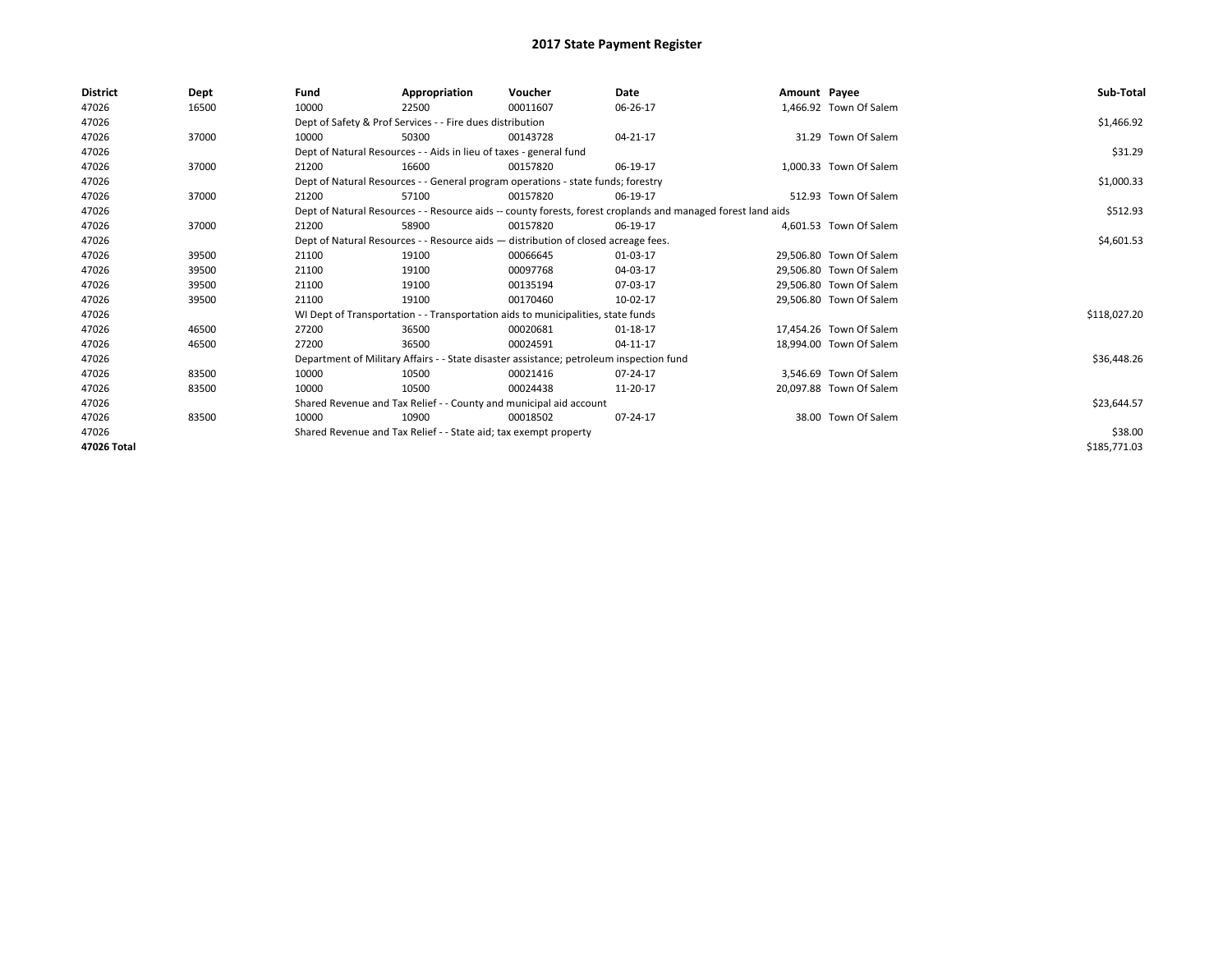# 2017 State Payment Register

| District | Dept | Fund | Appropriation | Voucher | Date | Amount | Payee | Sub-Total |
|---|---|---|---|---|---|---|---|---|
| 47026 | 16500 | 10000 | 22500 | 00011607 | 06-26-17 | 1,466.92 | Town Of Salem | |
| 47026 | | Dept of Safety & Prof Services - - Fire dues distribution | | | | | | $1,466.92 |
| 47026 | 37000 | 10000 | 50300 | 00143728 | 04-21-17 | 31.29 | Town Of Salem | |
| 47026 | | Dept of Natural Resources - - Aids in lieu of taxes - general fund | | | | | | $31.29 |
| 47026 | 37000 | 21200 | 16600 | 00157820 | 06-19-17 | 1,000.33 | Town Of Salem | |
| 47026 | | Dept of Natural Resources - - General program operations - state funds; forestry | | | | | | $1,000.33 |
| 47026 | 37000 | 21200 | 57100 | 00157820 | 06-19-17 | 512.93 | Town Of Salem | |
| 47026 | | Dept of Natural Resources - - Resource aids -- county forests, forest croplands and managed forest land aids | | | | | | $512.93 |
| 47026 | 37000 | 21200 | 58900 | 00157820 | 06-19-17 | 4,601.53 | Town Of Salem | |
| 47026 | | Dept of Natural Resources - - Resource aids — distribution of closed acreage fees. | | | | | | $4,601.53 |
| 47026 | 39500 | 21100 | 19100 | 00066645 | 01-03-17 | 29,506.80 | Town Of Salem | |
| 47026 | 39500 | 21100 | 19100 | 00097768 | 04-03-17 | 29,506.80 | Town Of Salem | |
| 47026 | 39500 | 21100 | 19100 | 00135194 | 07-03-17 | 29,506.80 | Town Of Salem | |
| 47026 | 39500 | 21100 | 19100 | 00170460 | 10-02-17 | 29,506.80 | Town Of Salem | |
| 47026 | | WI Dept of Transportation - - Transportation aids to municipalities, state funds | | | | | | $118,027.20 |
| 47026 | 46500 | 27200 | 36500 | 00020681 | 01-18-17 | 17,454.26 | Town Of Salem | |
| 47026 | 46500 | 27200 | 36500 | 00024591 | 04-11-17 | 18,994.00 | Town Of Salem | |
| 47026 | | Department of Military Affairs - - State disaster assistance; petroleum inspection fund | | | | | | $36,448.26 |
| 47026 | 83500 | 10000 | 10500 | 00021416 | 07-24-17 | 3,546.69 | Town Of Salem | |
| 47026 | 83500 | 10000 | 10500 | 00024438 | 11-20-17 | 20,097.88 | Town Of Salem | |
| 47026 | | Shared Revenue and Tax Relief - - County and municipal aid account | | | | | | $23,644.57 |
| 47026 | 83500 | 10000 | 10900 | 00018502 | 07-24-17 | 38.00 | Town Of Salem | |
| 47026 | | Shared Revenue and Tax Relief - - State aid; tax exempt property | | | | | | $38.00 |
| 47026 Total | | | | | | | | $185,771.03 |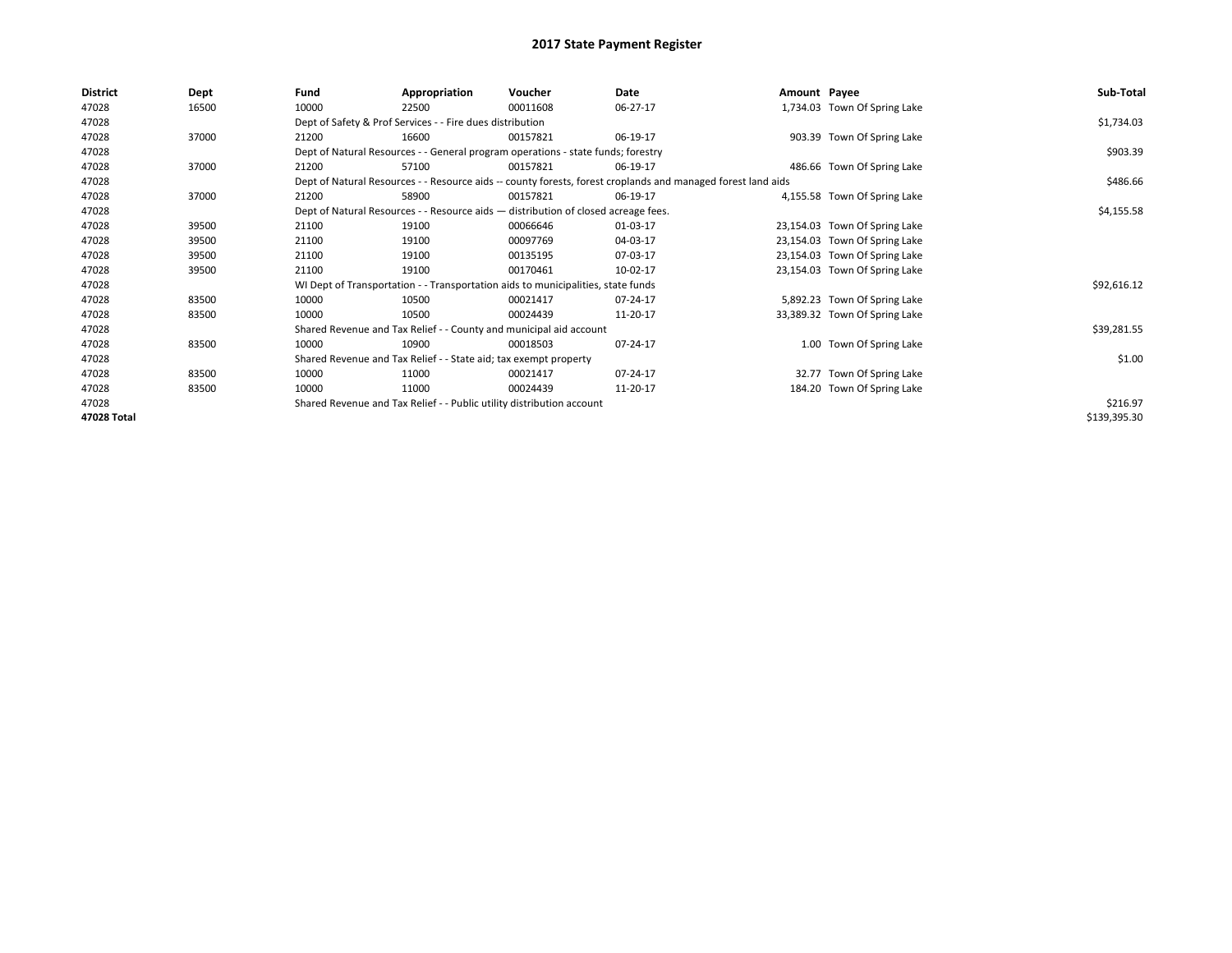# 2017 State Payment Register

| District | Dept | Fund | Appropriation | Voucher | Date | Amount | Payee | Sub-Total |
| --- | --- | --- | --- | --- | --- | --- | --- | --- |
| 47028 | 16500 | 10000 | 22500 | 00011608 | 06-27-17 | 1,734.03 | Town Of Spring Lake | |
| 47028 | | Dept of Safety & Prof Services - - Fire dues distribution | | | | | | $1,734.03 |
| 47028 | 37000 | 21200 | 16600 | 00157821 | 06-19-17 | 903.39 | Town Of Spring Lake | |
| 47028 | | Dept of Natural Resources - - General program operations - state funds; forestry | | | | | | $903.39 |
| 47028 | 37000 | 21200 | 57100 | 00157821 | 06-19-17 | 486.66 | Town Of Spring Lake | |
| 47028 | | Dept of Natural Resources - - Resource aids -- county forests, forest croplands and managed forest land aids | | | | | | $486.66 |
| 47028 | 37000 | 21200 | 58900 | 00157821 | 06-19-17 | 4,155.58 | Town Of Spring Lake | |
| 47028 | | Dept of Natural Resources - - Resource aids — distribution of closed acreage fees. | | | | | | $4,155.58 |
| 47028 | 39500 | 21100 | 19100 | 00066646 | 01-03-17 | 23,154.03 | Town Of Spring Lake | |
| 47028 | 39500 | 21100 | 19100 | 00097769 | 04-03-17 | 23,154.03 | Town Of Spring Lake | |
| 47028 | 39500 | 21100 | 19100 | 00135195 | 07-03-17 | 23,154.03 | Town Of Spring Lake | |
| 47028 | 39500 | 21100 | 19100 | 00170461 | 10-02-17 | 23,154.03 | Town Of Spring Lake | |
| 47028 | | WI Dept of Transportation - - Transportation aids to municipalities, state funds | | | | | | $92,616.12 |
| 47028 | 83500 | 10000 | 10500 | 00021417 | 07-24-17 | 5,892.23 | Town Of Spring Lake | |
| 47028 | 83500 | 10000 | 10500 | 00024439 | 11-20-17 | 33,389.32 | Town Of Spring Lake | |
| 47028 | | Shared Revenue and Tax Relief - - County and municipal aid account | | | | | | $39,281.55 |
| 47028 | 83500 | 10000 | 10900 | 00018503 | 07-24-17 | 1.00 | Town Of Spring Lake | |
| 47028 | | Shared Revenue and Tax Relief - - State aid; tax exempt property | | | | | | $1.00 |
| 47028 | 83500 | 10000 | 11000 | 00021417 | 07-24-17 | 32.77 | Town Of Spring Lake | |
| 47028 | 83500 | 10000 | 11000 | 00024439 | 11-20-17 | 184.20 | Town Of Spring Lake | |
| 47028 | | Shared Revenue and Tax Relief - - Public utility distribution account | | | | | | $216.97 |
| 47028 Total | | | | | | | | $139,395.30 |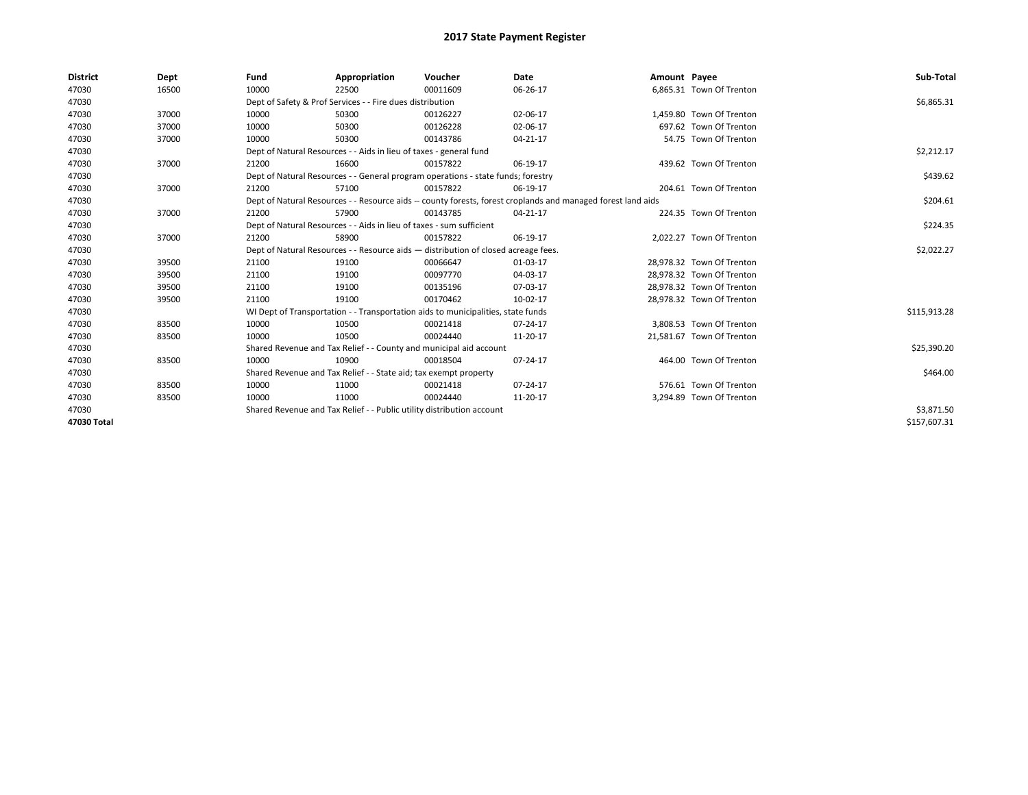# 2017 State Payment Register

| District | Dept | Fund | Appropriation | Voucher | Date | Amount | Payee | Sub-Total |
|---|---|---|---|---|---|---|---|---|
| 47030 | 16500 | 10000 | 22500 | 00011609 | 06-26-17 | 6,865.31 | Town Of Trenton | |
| 47030 | | Dept of Safety & Prof Services - - Fire dues distribution | | | | | | $6,865.31 |
| 47030 | 37000 | 10000 | 50300 | 00126227 | 02-06-17 | 1,459.80 | Town Of Trenton | |
| 47030 | 37000 | 10000 | 50300 | 00126228 | 02-06-17 | 697.62 | Town Of Trenton | |
| 47030 | 37000 | 10000 | 50300 | 00143786 | 04-21-17 | 54.75 | Town Of Trenton | |
| 47030 | | Dept of Natural Resources - - Aids in lieu of taxes - general fund | | | | | | $2,212.17 |
| 47030 | 37000 | 21200 | 16600 | 00157822 | 06-19-17 | 439.62 | Town Of Trenton | |
| 47030 | | Dept of Natural Resources - - General program operations - state funds; forestry | | | | | | $439.62 |
| 47030 | 37000 | 21200 | 57100 | 00157822 | 06-19-17 | 204.61 | Town Of Trenton | |
| 47030 | | Dept of Natural Resources - - Resource aids -- county forests, forest croplands and managed forest land aids | | | | | | $204.61 |
| 47030 | 37000 | 21200 | 57900 | 00143785 | 04-21-17 | 224.35 | Town Of Trenton | |
| 47030 | | Dept of Natural Resources - - Aids in lieu of taxes - sum sufficient | | | | | | $224.35 |
| 47030 | 37000 | 21200 | 58900 | 00157822 | 06-19-17 | 2,022.27 | Town Of Trenton | |
| 47030 | | Dept of Natural Resources - - Resource aids — distribution of closed acreage fees. | | | | | | $2,022.27 |
| 47030 | 39500 | 21100 | 19100 | 00066647 | 01-03-17 | 28,978.32 | Town Of Trenton | |
| 47030 | 39500 | 21100 | 19100 | 00097770 | 04-03-17 | 28,978.32 | Town Of Trenton | |
| 47030 | 39500 | 21100 | 19100 | 00135196 | 07-03-17 | 28,978.32 | Town Of Trenton | |
| 47030 | 39500 | 21100 | 19100 | 00170462 | 10-02-17 | 28,978.32 | Town Of Trenton | |
| 47030 | | WI Dept of Transportation - - Transportation aids to municipalities, state funds | | | | | | $115,913.28 |
| 47030 | 83500 | 10000 | 10500 | 00021418 | 07-24-17 | 3,808.53 | Town Of Trenton | |
| 47030 | 83500 | 10000 | 10500 | 00024440 | 11-20-17 | 21,581.67 | Town Of Trenton | |
| 47030 | | Shared Revenue and Tax Relief - - County and municipal aid account | | | | | | $25,390.20 |
| 47030 | 83500 | 10000 | 10900 | 00018504 | 07-24-17 | 464.00 | Town Of Trenton | |
| 47030 | | Shared Revenue and Tax Relief - - State aid; tax exempt property | | | | | | $464.00 |
| 47030 | 83500 | 10000 | 11000 | 00021418 | 07-24-17 | 576.61 | Town Of Trenton | |
| 47030 | 83500 | 10000 | 11000 | 00024440 | 11-20-17 | 3,294.89 | Town Of Trenton | |
| 47030 | | Shared Revenue and Tax Relief - - Public utility distribution account | | | | | | $3,871.50 |
| **47030 Total** | | | | | | | | $157,607.31 |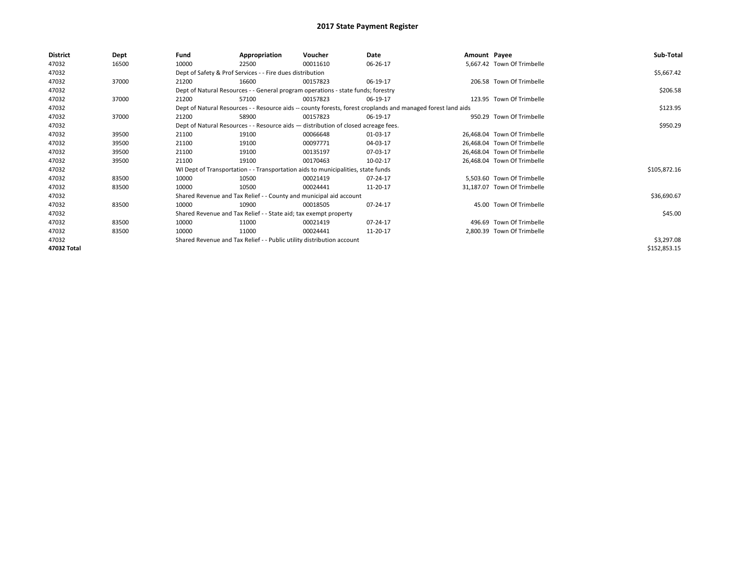# 2017 State Payment Register

| District | Dept | Fund | Appropriation | Voucher | Date | Amount | Payee | Sub-Total |
|---|---|---|---|---|---|---|---|---|
| 47032 | 16500 | 10000 | 22500 | 00011610 | 06-26-17 | 5,667.42 | Town Of Trimbelle | |
| 47032 | | Dept of Safety & Prof Services - - Fire dues distribution | | | | | | $5,667.42 |
| 47032 | 37000 | 21200 | 16600 | 00157823 | 06-19-17 | 206.58 | Town Of Trimbelle | |
| 47032 | | Dept of Natural Resources - - General program operations - state funds; forestry | | | | | | $206.58 |
| 47032 | 37000 | 21200 | 57100 | 00157823 | 06-19-17 | 123.95 | Town Of Trimbelle | |
| 47032 | | Dept of Natural Resources - - Resource aids -- county forests, forest croplands and managed forest land aids | | | | | | $123.95 |
| 47032 | 37000 | 21200 | 58900 | 00157823 | 06-19-17 | 950.29 | Town Of Trimbelle | |
| 47032 | | Dept of Natural Resources - - Resource aids — distribution of closed acreage fees. | | | | | | $950.29 |
| 47032 | 39500 | 21100 | 19100 | 00066648 | 01-03-17 | 26,468.04 | Town Of Trimbelle | |
| 47032 | 39500 | 21100 | 19100 | 00097771 | 04-03-17 | 26,468.04 | Town Of Trimbelle | |
| 47032 | 39500 | 21100 | 19100 | 00135197 | 07-03-17 | 26,468.04 | Town Of Trimbelle | |
| 47032 | 39500 | 21100 | 19100 | 00170463 | 10-02-17 | 26,468.04 | Town Of Trimbelle | |
| 47032 | | WI Dept of Transportation - - Transportation aids to municipalities, state funds | | | | | | $105,872.16 |
| 47032 | 83500 | 10000 | 10500 | 00021419 | 07-24-17 | 5,503.60 | Town Of Trimbelle | |
| 47032 | 83500 | 10000 | 10500 | 00024441 | 11-20-17 | 31,187.07 | Town Of Trimbelle | |
| 47032 | | Shared Revenue and Tax Relief - - County and municipal aid account | | | | | | $36,690.67 |
| 47032 | 83500 | 10000 | 10900 | 00018505 | 07-24-17 | 45.00 | Town Of Trimbelle | |
| 47032 | | Shared Revenue and Tax Relief - - State aid; tax exempt property | | | | | | $45.00 |
| 47032 | 83500 | 10000 | 11000 | 00021419 | 07-24-17 | 496.69 | Town Of Trimbelle | |
| 47032 | 83500 | 10000 | 11000 | 00024441 | 11-20-17 | 2,800.39 | Town Of Trimbelle | |
| 47032 | | Shared Revenue and Tax Relief - - Public utility distribution account | | | | | | $3,297.08 |
| 47032 Total | | | | | | | | $152,853.15 |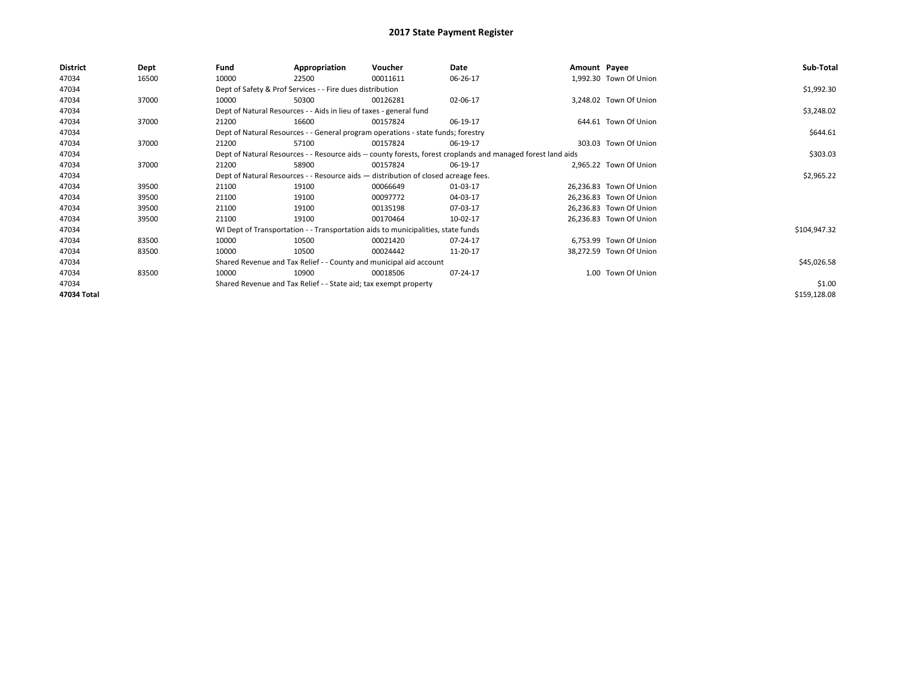# 2017 State Payment Register

| District | Dept | Fund | Appropriation | Voucher | Date | Amount | Payee | Sub-Total |
|---|---|---|---|---|---|---|---|---|
| 47034 | 16500 | 10000 | 22500 | 00011611 | 06-26-17 | 1,992.30 | Town Of Union | |
| 47034 | | Dept of Safety & Prof Services - - Fire dues distribution | | | | | | $1,992.30 |
| 47034 | 37000 | 10000 | 50300 | 00126281 | 02-06-17 | 3,248.02 | Town Of Union | |
| 47034 | | Dept of Natural Resources - - Aids in lieu of taxes - general fund | | | | | | $3,248.02 |
| 47034 | 37000 | 21200 | 16600 | 00157824 | 06-19-17 | 644.61 | Town Of Union | |
| 47034 | | Dept of Natural Resources - - General program operations - state funds; forestry | | | | | | $644.61 |
| 47034 | 37000 | 21200 | 57100 | 00157824 | 06-19-17 | 303.03 | Town Of Union | |
| 47034 | | Dept of Natural Resources - - Resource aids -- county forests, forest croplands and managed forest land aids | | | | | | $303.03 |
| 47034 | 37000 | 21200 | 58900 | 00157824 | 06-19-17 | 2,965.22 | Town Of Union | |
| 47034 | | Dept of Natural Resources - - Resource aids — distribution of closed acreage fees. | | | | | | $2,965.22 |
| 47034 | 39500 | 21100 | 19100 | 00066649 | 01-03-17 | 26,236.83 | Town Of Union | |
| 47034 | 39500 | 21100 | 19100 | 00097772 | 04-03-17 | 26,236.83 | Town Of Union | |
| 47034 | 39500 | 21100 | 19100 | 00135198 | 07-03-17 | 26,236.83 | Town Of Union | |
| 47034 | 39500 | 21100 | 19100 | 00170464 | 10-02-17 | 26,236.83 | Town Of Union | |
| 47034 | | WI Dept of Transportation - - Transportation aids to municipalities, state funds | | | | | | $104,947.32 |
| 47034 | 83500 | 10000 | 10500 | 00021420 | 07-24-17 | 6,753.99 | Town Of Union | |
| 47034 | 83500 | 10000 | 10500 | 00024442 | 11-20-17 | 38,272.59 | Town Of Union | |
| 47034 | | Shared Revenue and Tax Relief - - County and municipal aid account | | | | | | $45,026.58 |
| 47034 | 83500 | 10000 | 10900 | 00018506 | 07-24-17 | 1.00 | Town Of Union | |
| 47034 | | Shared Revenue and Tax Relief - - State aid; tax exempt property | | | | | | $1.00 |
| **47034 Total** | | | | | | | | $159,128.08 |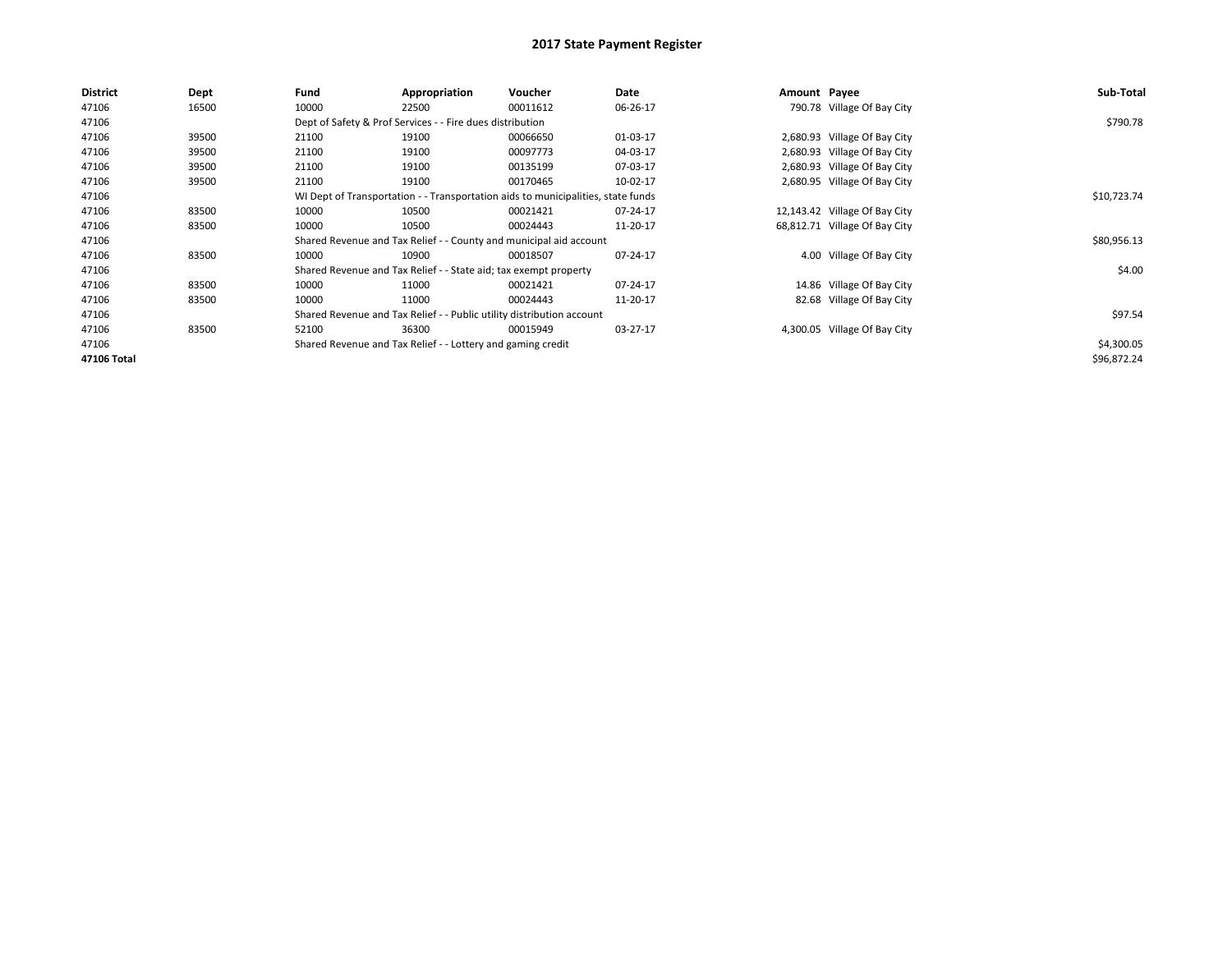# 2017 State Payment Register

| District | Dept | Fund | Appropriation | Voucher | Date | Amount | Payee | Sub-Total |
|---|---|---|---|---|---|---|---|---|
| 47106 | 16500 | 10000 | 22500 | 00011612 | 06-26-17 | 790.78 | Village Of Bay City | |
| 47106 | | Dept of Safety & Prof Services - - Fire dues distribution | | | | | | $790.78 |
| 47106 | 39500 | 21100 | 19100 | 00066650 | 01-03-17 | 2,680.93 | Village Of Bay City | |
| 47106 | 39500 | 21100 | 19100 | 00097773 | 04-03-17 | 2,680.93 | Village Of Bay City | |
| 47106 | 39500 | 21100 | 19100 | 00135199 | 07-03-17 | 2,680.93 | Village Of Bay City | |
| 47106 | 39500 | 21100 | 19100 | 00170465 | 10-02-17 | 2,680.95 | Village Of Bay City | |
| 47106 | | WI Dept of Transportation - - Transportation aids to municipalities, state funds | | | | | | $10,723.74 |
| 47106 | 83500 | 10000 | 10500 | 00021421 | 07-24-17 | 12,143.42 | Village Of Bay City | |
| 47106 | 83500 | 10000 | 10500 | 00024443 | 11-20-17 | 68,812.71 | Village Of Bay City | |
| 47106 | | Shared Revenue and Tax Relief - - County and municipal aid account | | | | | | $80,956.13 |
| 47106 | 83500 | 10000 | 10900 | 00018507 | 07-24-17 | 4.00 | Village Of Bay City | |
| 47106 | | Shared Revenue and Tax Relief - - State aid; tax exempt property | | | | | | $4.00 |
| 47106 | 83500 | 10000 | 11000 | 00021421 | 07-24-17 | 14.86 | Village Of Bay City | |
| 47106 | 83500 | 10000 | 11000 | 00024443 | 11-20-17 | 82.68 | Village Of Bay City | |
| 47106 | | Shared Revenue and Tax Relief - - Public utility distribution account | | | | | | $97.54 |
| 47106 | 83500 | 52100 | 36300 | 00015949 | 03-27-17 | 4,300.05 | Village Of Bay City | |
| 47106 | | Shared Revenue and Tax Relief - - Lottery and gaming credit | | | | | | $4,300.05 |
| **47106 Total** | | | | | | | | $96,872.24 |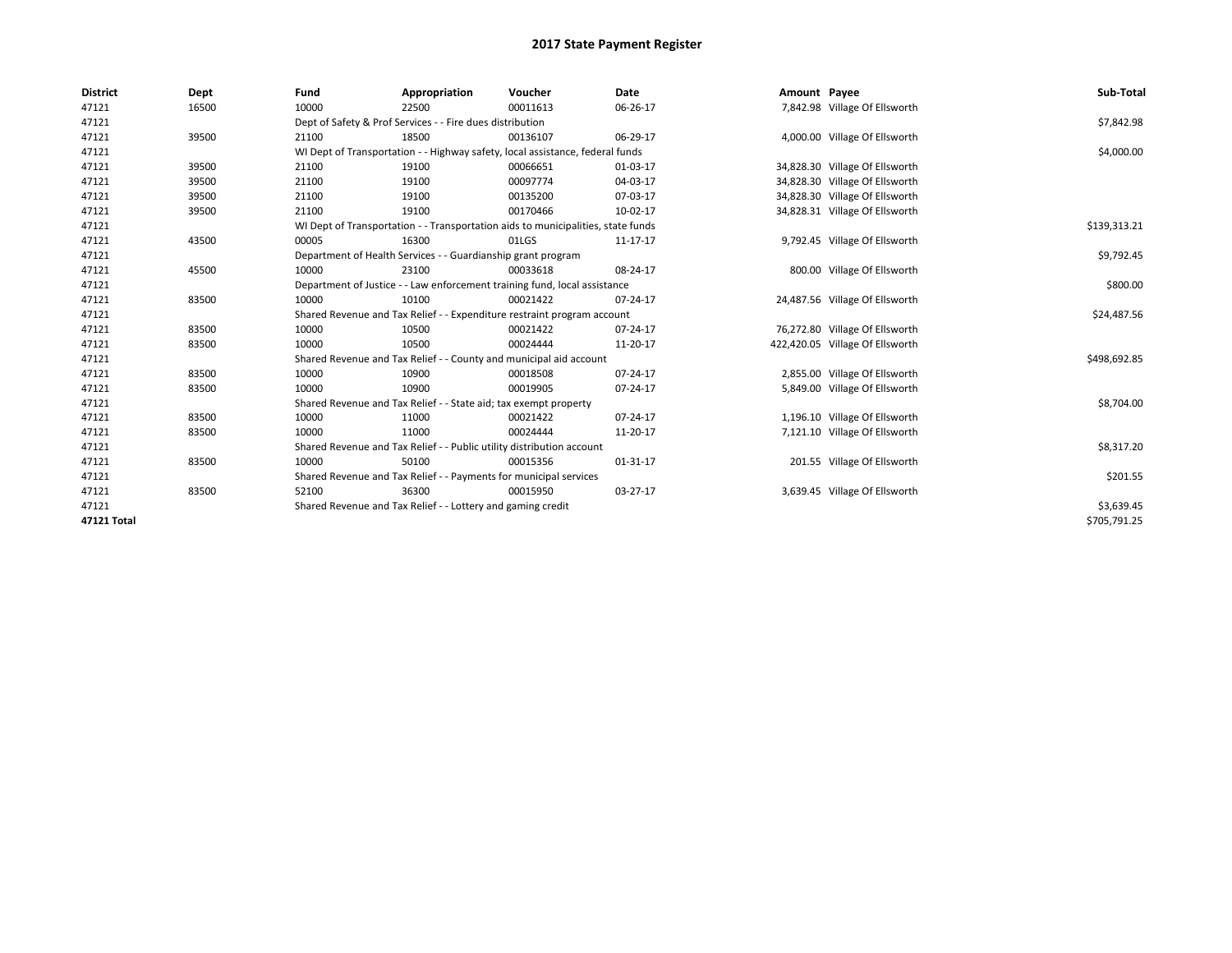# 2017 State Payment Register

| District | Dept | Fund | Appropriation | Voucher | Date | Amount | Payee | Sub-Total |
|---|---|---|---|---|---|---|---|---|
| 47121 | 16500 | 10000 | 22500 | 00011613 | 06-26-17 | 7,842.98 | Village Of Ellsworth | |
| 47121 | | Dept of Safety & Prof Services - - Fire dues distribution | | | | | | $7,842.98 |
| 47121 | 39500 | 21100 | 18500 | 00136107 | 06-29-17 | 4,000.00 | Village Of Ellsworth | |
| 47121 | | WI Dept of Transportation - - Highway safety, local assistance, federal funds | | | | | | $4,000.00 |
| 47121 | 39500 | 21100 | 19100 | 00066651 | 01-03-17 | 34,828.30 | Village Of Ellsworth | |
| 47121 | 39500 | 21100 | 19100 | 00097774 | 04-03-17 | 34,828.30 | Village Of Ellsworth | |
| 47121 | 39500 | 21100 | 19100 | 00135200 | 07-03-17 | 34,828.30 | Village Of Ellsworth | |
| 47121 | 39500 | 21100 | 19100 | 00170466 | 10-02-17 | 34,828.31 | Village Of Ellsworth | |
| 47121 | | WI Dept of Transportation - - Transportation aids to municipalities, state funds | | | | | | $139,313.21 |
| 47121 | 43500 | 00005 | 16300 | 01LGS | 11-17-17 | 9,792.45 | Village Of Ellsworth | |
| 47121 | | Department of Health Services - - Guardianship grant program | | | | | | $9,792.45 |
| 47121 | 45500 | 10000 | 23100 | 00033618 | 08-24-17 | 800.00 | Village Of Ellsworth | |
| 47121 | | Department of Justice - - Law enforcement training fund, local assistance | | | | | | $800.00 |
| 47121 | 83500 | 10000 | 10100 | 00021422 | 07-24-17 | 24,487.56 | Village Of Ellsworth | |
| 47121 | | Shared Revenue and Tax Relief - - Expenditure restraint program account | | | | | | $24,487.56 |
| 47121 | 83500 | 10000 | 10500 | 00021422 | 07-24-17 | 76,272.80 | Village Of Ellsworth | |
| 47121 | 83500 | 10000 | 10500 | 00024444 | 11-20-17 | 422,420.05 | Village Of Ellsworth | |
| 47121 | | Shared Revenue and Tax Relief - - County and municipal aid account | | | | | | $498,692.85 |
| 47121 | 83500 | 10000 | 10900 | 00018508 | 07-24-17 | 2,855.00 | Village Of Ellsworth | |
| 47121 | 83500 | 10000 | 10900 | 00019905 | 07-24-17 | 5,849.00 | Village Of Ellsworth | |
| 47121 | | Shared Revenue and Tax Relief - - State aid; tax exempt property | | | | | | $8,704.00 |
| 47121 | 83500 | 10000 | 11000 | 00021422 | 07-24-17 | 1,196.10 | Village Of Ellsworth | |
| 47121 | 83500 | 10000 | 11000 | 00024444 | 11-20-17 | 7,121.10 | Village Of Ellsworth | |
| 47121 | | Shared Revenue and Tax Relief - - Public utility distribution account | | | | | | $8,317.20 |
| 47121 | 83500 | 10000 | 50100 | 00015356 | 01-31-17 | 201.55 | Village Of Ellsworth | |
| 47121 | | Shared Revenue and Tax Relief - - Payments for municipal services | | | | | | $201.55 |
| 47121 | 83500 | 52100 | 36300 | 00015950 | 03-27-17 | 3,639.45 | Village Of Ellsworth | |
| 47121 | | Shared Revenue and Tax Relief - - Lottery and gaming credit | | | | | | $3,639.45 |
| **47121 Total** | | | | | | | | $705,791.25 |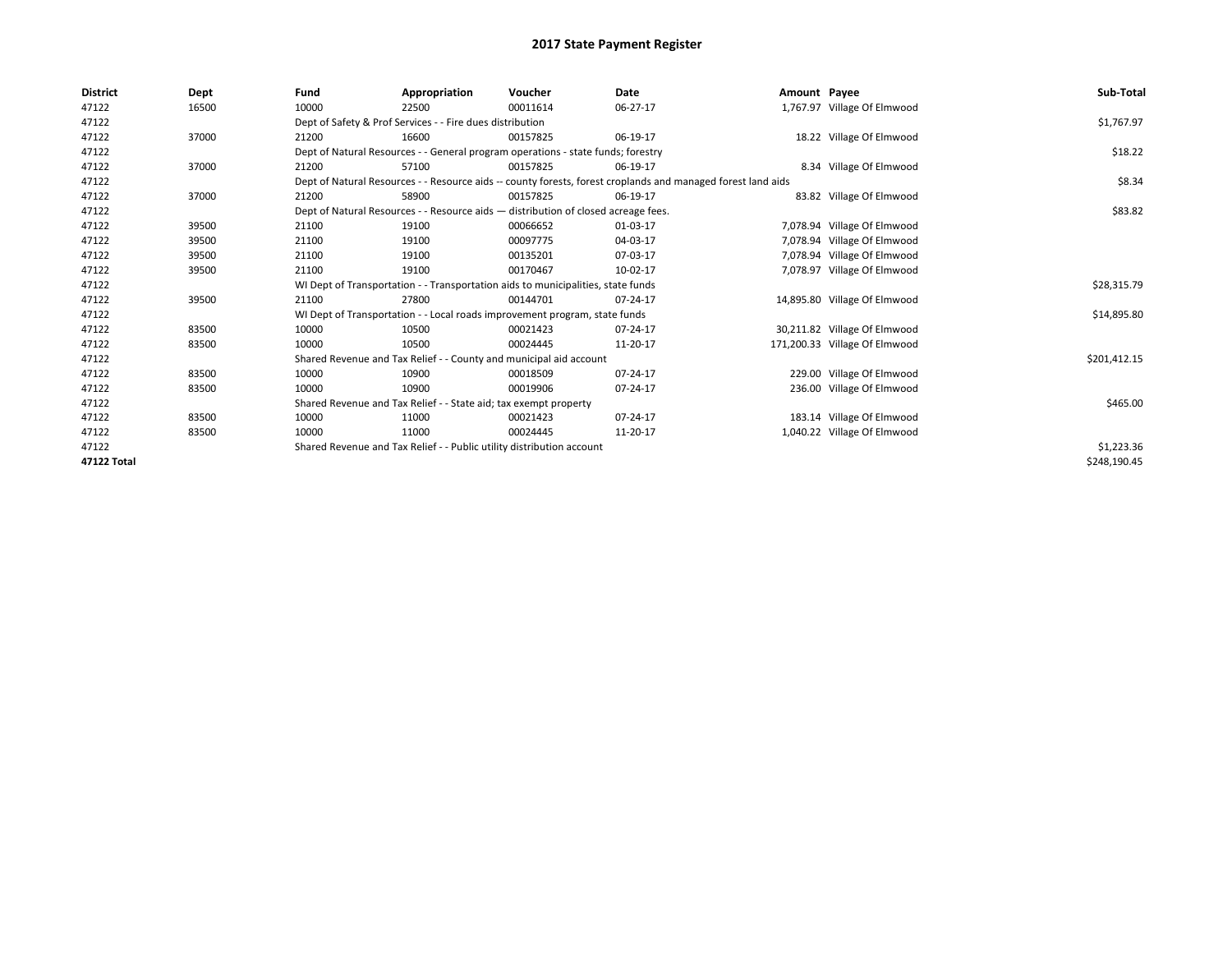# 2017 State Payment Register

| District | Dept | Fund | Appropriation | Voucher | Date | Amount | Payee | Sub-Total |
|---|---|---|---|---|---|---|---|---|
| 47122 | 16500 | 10000 | 22500 | 00011614 | 06-27-17 | 1,767.97 | Village Of Elmwood | |
| 47122 | | Dept of Safety & Prof Services - - Fire dues distribution | | | | | | $1,767.97 |
| 47122 | 37000 | 21200 | 16600 | 00157825 | 06-19-17 | 18.22 | Village Of Elmwood | |
| 47122 | | Dept of Natural Resources - - General program operations - state funds; forestry | | | | | | $18.22 |
| 47122 | 37000 | 21200 | 57100 | 00157825 | 06-19-17 | 8.34 | Village Of Elmwood | |
| 47122 | | Dept of Natural Resources - - Resource aids -- county forests, forest croplands and managed forest land aids | | | | | | $8.34 |
| 47122 | 37000 | 21200 | 58900 | 00157825 | 06-19-17 | 83.82 | Village Of Elmwood | |
| 47122 | | Dept of Natural Resources - - Resource aids — distribution of closed acreage fees. | | | | | | $83.82 |
| 47122 | 39500 | 21100 | 19100 | 00066652 | 01-03-17 | 7,078.94 | Village Of Elmwood | |
| 47122 | 39500 | 21100 | 19100 | 00097775 | 04-03-17 | 7,078.94 | Village Of Elmwood | |
| 47122 | 39500 | 21100 | 19100 | 00135201 | 07-03-17 | 7,078.94 | Village Of Elmwood | |
| 47122 | 39500 | 21100 | 19100 | 00170467 | 10-02-17 | 7,078.97 | Village Of Elmwood | |
| 47122 | | WI Dept of Transportation - - Transportation aids to municipalities, state funds | | | | | | $28,315.79 |
| 47122 | 39500 | 21100 | 27800 | 00144701 | 07-24-17 | 14,895.80 | Village Of Elmwood | |
| 47122 | | WI Dept of Transportation - - Local roads improvement program, state funds | | | | | | $14,895.80 |
| 47122 | 83500 | 10000 | 10500 | 00021423 | 07-24-17 | 30,211.82 | Village Of Elmwood | |
| 47122 | 83500 | 10000 | 10500 | 00024445 | 11-20-17 | 171,200.33 | Village Of Elmwood | |
| 47122 | | Shared Revenue and Tax Relief - - County and municipal aid account | | | | | | $201,412.15 |
| 47122 | 83500 | 10000 | 10900 | 00018509 | 07-24-17 | 229.00 | Village Of Elmwood | |
| 47122 | 83500 | 10000 | 10900 | 00019906 | 07-24-17 | 236.00 | Village Of Elmwood | |
| 47122 | | Shared Revenue and Tax Relief - - State aid; tax exempt property | | | | | | $465.00 |
| 47122 | 83500 | 10000 | 11000 | 00021423 | 07-24-17 | 183.14 | Village Of Elmwood | |
| 47122 | 83500 | 10000 | 11000 | 00024445 | 11-20-17 | 1,040.22 | Village Of Elmwood | |
| 47122 | | Shared Revenue and Tax Relief - - Public utility distribution account | | | | | | $1,223.36 |
| 47122 Total | | | | | | | | $248,190.45 |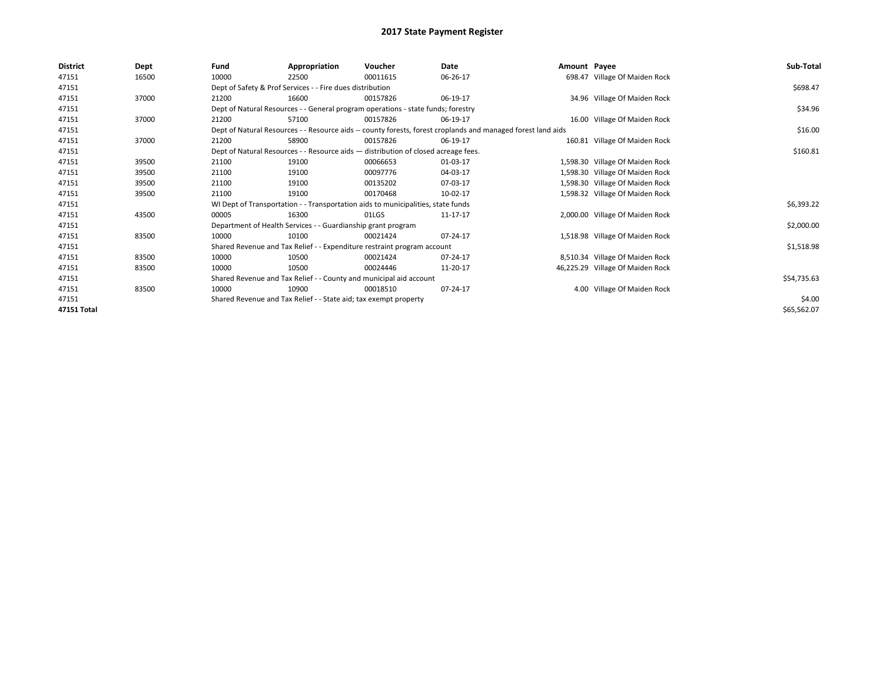# 2017 State Payment Register

| District | Dept | Fund | Appropriation | Voucher | Date | Amount | Payee | Sub-Total |
|---|---|---|---|---|---|---|---|---|
| 47151 | 16500 | 10000 | 22500 | 00011615 | 06-26-17 | 698.47 | Village Of Maiden Rock | |
| 47151 | | Dept of Safety & Prof Services - - Fire dues distribution | | | | | | $698.47 |
| 47151 | 37000 | 21200 | 16600 | 00157826 | 06-19-17 | 34.96 | Village Of Maiden Rock | |
| 47151 | | Dept of Natural Resources - - General program operations - state funds; forestry | | | | | | $34.96 |
| 47151 | 37000 | 21200 | 57100 | 00157826 | 06-19-17 | 16.00 | Village Of Maiden Rock | |
| 47151 | | Dept of Natural Resources - - Resource aids -- county forests, forest croplands and managed forest land aids | | | | | | $16.00 |
| 47151 | 37000 | 21200 | 58900 | 00157826 | 06-19-17 | 160.81 | Village Of Maiden Rock | |
| 47151 | | Dept of Natural Resources - - Resource aids — distribution of closed acreage fees. | | | | | | $160.81 |
| 47151 | 39500 | 21100 | 19100 | 00066653 | 01-03-17 | 1,598.30 | Village Of Maiden Rock | |
| 47151 | 39500 | 21100 | 19100 | 00097776 | 04-03-17 | 1,598.30 | Village Of Maiden Rock | |
| 47151 | 39500 | 21100 | 19100 | 00135202 | 07-03-17 | 1,598.30 | Village Of Maiden Rock | |
| 47151 | 39500 | 21100 | 19100 | 00170468 | 10-02-17 | 1,598.32 | Village Of Maiden Rock | |
| 47151 | | WI Dept of Transportation - - Transportation aids to municipalities, state funds | | | | | | $6,393.22 |
| 47151 | 43500 | 00005 | 16300 | 01LGS | 11-17-17 | 2,000.00 | Village Of Maiden Rock | |
| 47151 | | Department of Health Services - - Guardianship grant program | | | | | | $2,000.00 |
| 47151 | 83500 | 10000 | 10100 | 00021424 | 07-24-17 | 1,518.98 | Village Of Maiden Rock | |
| 47151 | | Shared Revenue and Tax Relief - - Expenditure restraint program account | | | | | | $1,518.98 |
| 47151 | 83500 | 10000 | 10500 | 00021424 | 07-24-17 | 8,510.34 | Village Of Maiden Rock | |
| 47151 | 83500 | 10000 | 10500 | 00024446 | 11-20-17 | 46,225.29 | Village Of Maiden Rock | |
| 47151 | | Shared Revenue and Tax Relief - - County and municipal aid account | | | | | | $54,735.63 |
| 47151 | 83500 | 10000 | 10900 | 00018510 | 07-24-17 | 4.00 | Village Of Maiden Rock | |
| 47151 | | Shared Revenue and Tax Relief - - State aid; tax exempt property | | | | | | $4.00 |
| 47151 Total | | | | | | | | $65,562.07 |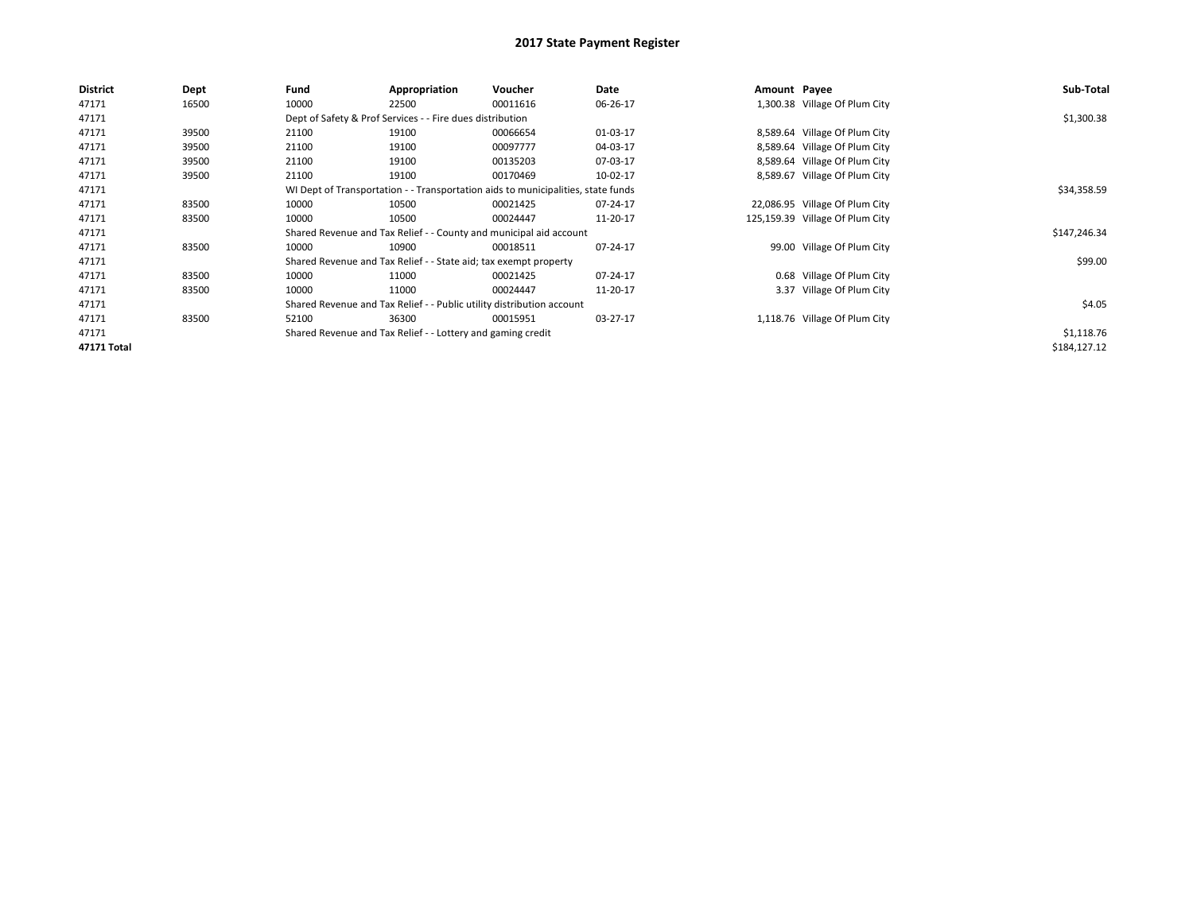# 2017 State Payment Register

| District | Dept | Fund | Appropriation | Voucher | Date | Amount | Payee | Sub-Total |
|---|---|---|---|---|---|---|---|---|
| 47171 | 16500 | 10000 | 22500 | 00011616 | 06-26-17 | 1,300.38 | Village Of Plum City | |
| 47171 | | Dept of Safety & Prof Services - - Fire dues distribution | | | | | | $1,300.38 |
| 47171 | 39500 | 21100 | 19100 | 00066654 | 01-03-17 | 8,589.64 | Village Of Plum City | |
| 47171 | 39500 | 21100 | 19100 | 00097777 | 04-03-17 | 8,589.64 | Village Of Plum City | |
| 47171 | 39500 | 21100 | 19100 | 00135203 | 07-03-17 | 8,589.64 | Village Of Plum City | |
| 47171 | 39500 | 21100 | 19100 | 00170469 | 10-02-17 | 8,589.67 | Village Of Plum City | |
| 47171 | | WI Dept of Transportation - - Transportation aids to municipalities, state funds | | | | | | $34,358.59 |
| 47171 | 83500 | 10000 | 10500 | 00021425 | 07-24-17 | 22,086.95 | Village Of Plum City | |
| 47171 | 83500 | 10000 | 10500 | 00024447 | 11-20-17 | 125,159.39 | Village Of Plum City | |
| 47171 | | Shared Revenue and Tax Relief - - County and municipal aid account | | | | | | $147,246.34 |
| 47171 | 83500 | 10000 | 10900 | 00018511 | 07-24-17 | 99.00 | Village Of Plum City | |
| 47171 | | Shared Revenue and Tax Relief - - State aid; tax exempt property | | | | | | $99.00 |
| 47171 | 83500 | 10000 | 11000 | 00021425 | 07-24-17 | 0.68 | Village Of Plum City | |
| 47171 | 83500 | 10000 | 11000 | 00024447 | 11-20-17 | 3.37 | Village Of Plum City | |
| 47171 | | Shared Revenue and Tax Relief - - Public utility distribution account | | | | | | $4.05 |
| 47171 | 83500 | 52100 | 36300 | 00015951 | 03-27-17 | 1,118.76 | Village Of Plum City | |
| 47171 | | Shared Revenue and Tax Relief - - Lottery and gaming credit | | | | | | $1,118.76 |
| **47171 Total** | | | | | | | | $184,127.12 |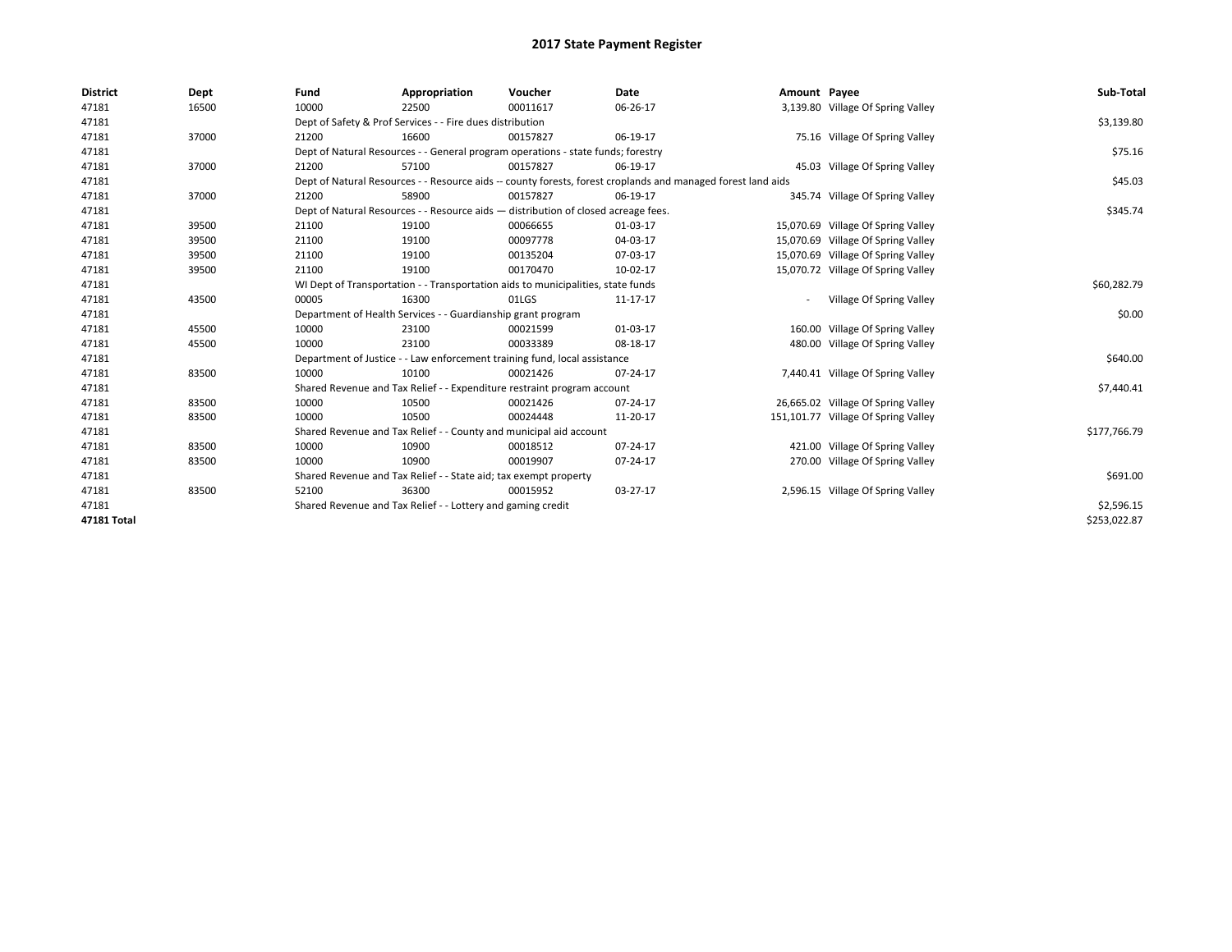# 2017 State Payment Register

| District | Dept | Fund | Appropriation | Voucher | Date | Amount | Payee | Sub-Total |
|---|---|---|---|---|---|---|---|---|
| 47181 | 16500 | 10000 | 22500 | 00011617 | 06-26-17 | 3,139.80 | Village Of Spring Valley | |
| 47181 | | Dept of Safety & Prof Services - - Fire dues distribution | | | | | | $3,139.80 |
| 47181 | 37000 | 21200 | 16600 | 00157827 | 06-19-17 | 75.16 | Village Of Spring Valley | |
| 47181 | | Dept of Natural Resources - - General program operations - state funds; forestry | | | | | | $75.16 |
| 47181 | 37000 | 21200 | 57100 | 00157827 | 06-19-17 | 45.03 | Village Of Spring Valley | |
| 47181 | | Dept of Natural Resources - - Resource aids -- county forests, forest croplands and managed forest land aids | | | | | | $45.03 |
| 47181 | 37000 | 21200 | 58900 | 00157827 | 06-19-17 | 345.74 | Village Of Spring Valley | |
| 47181 | | Dept of Natural Resources - - Resource aids — distribution of closed acreage fees. | | | | | | $345.74 |
| 47181 | 39500 | 21100 | 19100 | 00066655 | 01-03-17 | 15,070.69 | Village Of Spring Valley | |
| 47181 | 39500 | 21100 | 19100 | 00097778 | 04-03-17 | 15,070.69 | Village Of Spring Valley | |
| 47181 | 39500 | 21100 | 19100 | 00135204 | 07-03-17 | 15,070.69 | Village Of Spring Valley | |
| 47181 | 39500 | 21100 | 19100 | 00170470 | 10-02-17 | 15,070.72 | Village Of Spring Valley | |
| 47181 | | WI Dept of Transportation - - Transportation aids to municipalities, state funds | | | | | | $60,282.79 |
| 47181 | 43500 | 00005 | 16300 | 01LGS | 11-17-17 | - | Village Of Spring Valley | |
| 47181 | | Department of Health Services - - Guardianship grant program | | | | | | $0.00 |
| 47181 | 45500 | 10000 | 23100 | 00021599 | 01-03-17 | 160.00 | Village Of Spring Valley | |
| 47181 | 45500 | 10000 | 23100 | 00033389 | 08-18-17 | 480.00 | Village Of Spring Valley | |
| 47181 | | Department of Justice - - Law enforcement training fund, local assistance | | | | | | $640.00 |
| 47181 | 83500 | 10000 | 10100 | 00021426 | 07-24-17 | 7,440.41 | Village Of Spring Valley | |
| 47181 | | Shared Revenue and Tax Relief - - Expenditure restraint program account | | | | | | $7,440.41 |
| 47181 | 83500 | 10000 | 10500 | 00021426 | 07-24-17 | 26,665.02 | Village Of Spring Valley | |
| 47181 | 83500 | 10000 | 10500 | 00024448 | 11-20-17 | 151,101.77 | Village Of Spring Valley | |
| 47181 | | Shared Revenue and Tax Relief - - County and municipal aid account | | | | | | $177,766.79 |
| 47181 | 83500 | 10000 | 10900 | 00018512 | 07-24-17 | 421.00 | Village Of Spring Valley | |
| 47181 | 83500 | 10000 | 10900 | 00019907 | 07-24-17 | 270.00 | Village Of Spring Valley | |
| 47181 | | Shared Revenue and Tax Relief - - State aid; tax exempt property | | | | | | $691.00 |
| 47181 | 83500 | 52100 | 36300 | 00015952 | 03-27-17 | 2,596.15 | Village Of Spring Valley | |
| 47181 | | Shared Revenue and Tax Relief - - Lottery and gaming credit | | | | | | $2,596.15 |
| **47181 Total** | | | | | | | | $253,022.87 |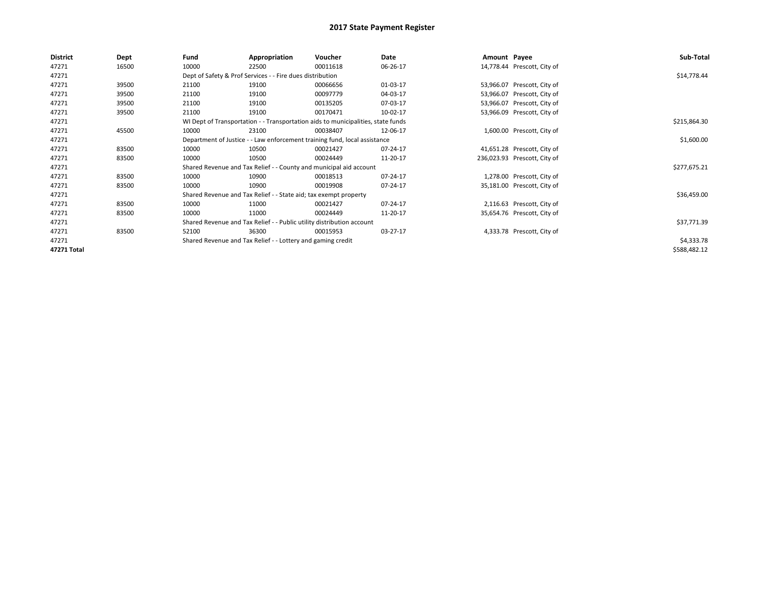# 2017 State Payment Register

| District | Dept | Fund | Appropriation | Voucher | Date | Amount | Payee | Sub-Total |
|---|---|---|---|---|---|---|---|---|
| 47271 | 16500 | 10000 | 22500 | 00011618 | 06-26-17 | 14,778.44 | Prescott, City of | |
| 47271 | | Dept of Safety & Prof Services - - Fire dues distribution | | | | | | $14,778.44 |
| 47271 | 39500 | 21100 | 19100 | 00066656 | 01-03-17 | 53,966.07 | Prescott, City of | |
| 47271 | 39500 | 21100 | 19100 | 00097779 | 04-03-17 | 53,966.07 | Prescott, City of | |
| 47271 | 39500 | 21100 | 19100 | 00135205 | 07-03-17 | 53,966.07 | Prescott, City of | |
| 47271 | 39500 | 21100 | 19100 | 00170471 | 10-02-17 | 53,966.09 | Prescott, City of | |
| 47271 | | WI Dept of Transportation - - Transportation aids to municipalities, state funds | | | | | | $215,864.30 |
| 47271 | 45500 | 10000 | 23100 | 00038407 | 12-06-17 | 1,600.00 | Prescott, City of | |
| 47271 | | Department of Justice - - Law enforcement training fund, local assistance | | | | | | $1,600.00 |
| 47271 | 83500 | 10000 | 10500 | 00021427 | 07-24-17 | 41,651.28 | Prescott, City of | |
| 47271 | 83500 | 10000 | 10500 | 00024449 | 11-20-17 | 236,023.93 | Prescott, City of | |
| 47271 | | Shared Revenue and Tax Relief - - County and municipal aid account | | | | | | $277,675.21 |
| 47271 | 83500 | 10000 | 10900 | 00018513 | 07-24-17 | 1,278.00 | Prescott, City of | |
| 47271 | 83500 | 10000 | 10900 | 00019908 | 07-24-17 | 35,181.00 | Prescott, City of | |
| 47271 | | Shared Revenue and Tax Relief - - State aid; tax exempt property | | | | | | $36,459.00 |
| 47271 | 83500 | 10000 | 11000 | 00021427 | 07-24-17 | 2,116.63 | Prescott, City of | |
| 47271 | 83500 | 10000 | 11000 | 00024449 | 11-20-17 | 35,654.76 | Prescott, City of | |
| 47271 | | Shared Revenue and Tax Relief - - Public utility distribution account | | | | | | $37,771.39 |
| 47271 | 83500 | 52100 | 36300 | 00015953 | 03-27-17 | 4,333.78 | Prescott, City of | |
| 47271 | | Shared Revenue and Tax Relief - - Lottery and gaming credit | | | | | | $4,333.78 |
| **47271 Total** | | | | | | | | $588,482.12 |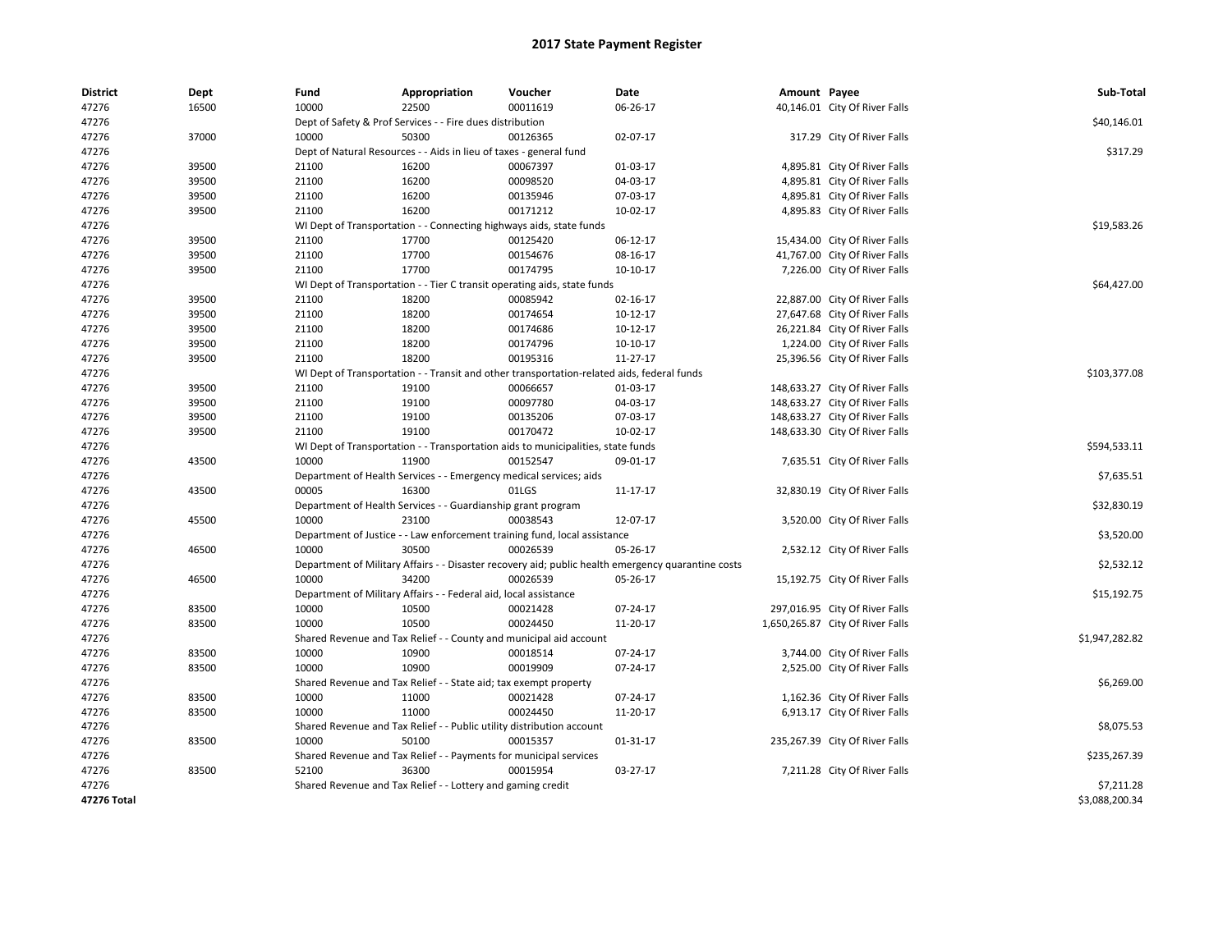# 2017 State Payment Register

| District | Dept | Fund | Appropriation | Voucher | Date | Amount | Payee | Sub-Total |
|---|---|---|---|---|---|---|---|---|
| 47276 | 16500 | 10000 | 22500 | 00011619 | 06-26-17 | 40,146.01 | City Of River Falls | |
| 47276 | | Dept of Safety & Prof Services - - Fire dues distribution | | | | | | $40,146.01 |
| 47276 | 37000 | 10000 | 50300 | 00126365 | 02-07-17 | 317.29 | City Of River Falls | |
| 47276 | | Dept of Natural Resources - - Aids in lieu of taxes - general fund | | | | | | $317.29 |
| 47276 | 39500 | 21100 | 16200 | 00067397 | 01-03-17 | 4,895.81 | City Of River Falls | |
| 47276 | 39500 | 21100 | 16200 | 00098520 | 04-03-17 | 4,895.81 | City Of River Falls | |
| 47276 | 39500 | 21100 | 16200 | 00135946 | 07-03-17 | 4,895.81 | City Of River Falls | |
| 47276 | 39500 | 21100 | 16200 | 00171212 | 10-02-17 | 4,895.83 | City Of River Falls | |
| 47276 | | WI Dept of Transportation - - Connecting highways aids, state funds | | | | | | $19,583.26 |
| 47276 | 39500 | 21100 | 17700 | 00125420 | 06-12-17 | 15,434.00 | City Of River Falls | |
| 47276 | 39500 | 21100 | 17700 | 00154676 | 08-16-17 | 41,767.00 | City Of River Falls | |
| 47276 | 39500 | 21100 | 17700 | 00174795 | 10-10-17 | 7,226.00 | City Of River Falls | |
| 47276 | | WI Dept of Transportation - - Tier C transit operating aids, state funds | | | | | | $64,427.00 |
| 47276 | 39500 | 21100 | 18200 | 00085942 | 02-16-17 | 22,887.00 | City Of River Falls | |
| 47276 | 39500 | 21100 | 18200 | 00174654 | 10-12-17 | 27,647.68 | City Of River Falls | |
| 47276 | 39500 | 21100 | 18200 | 00174686 | 10-12-17 | 26,221.84 | City Of River Falls | |
| 47276 | 39500 | 21100 | 18200 | 00174796 | 10-10-17 | 1,224.00 | City Of River Falls | |
| 47276 | 39500 | 21100 | 18200 | 00195316 | 11-27-17 | 25,396.56 | City Of River Falls | |
| 47276 | | WI Dept of Transportation - - Transit and other transportation-related aids, federal funds | | | | | | $103,377.08 |
| 47276 | 39500 | 21100 | 19100 | 00066657 | 01-03-17 | 148,633.27 | City Of River Falls | |
| 47276 | 39500 | 21100 | 19100 | 00097780 | 04-03-17 | 148,633.27 | City Of River Falls | |
| 47276 | 39500 | 21100 | 19100 | 00135206 | 07-03-17 | 148,633.27 | City Of River Falls | |
| 47276 | 39500 | 21100 | 19100 | 00170472 | 10-02-17 | 148,633.30 | City Of River Falls | |
| 47276 | | WI Dept of Transportation - - Transportation aids to municipalities, state funds | | | | | | $594,533.11 |
| 47276 | 43500 | 10000 | 11900 | 00152547 | 09-01-17 | 7,635.51 | City Of River Falls | |
| 47276 | | Department of Health Services - - Emergency medical services; aids | | | | | | $7,635.51 |
| 47276 | 43500 | 00005 | 16300 | 01LGS | 11-17-17 | 32,830.19 | City Of River Falls | |
| 47276 | | Department of Health Services - - Guardianship grant program | | | | | | $32,830.19 |
| 47276 | 45500 | 10000 | 23100 | 00038543 | 12-07-17 | 3,520.00 | City Of River Falls | |
| 47276 | | Department of Justice - - Law enforcement training fund, local assistance | | | | | | $3,520.00 |
| 47276 | 46500 | 10000 | 30500 | 00026539 | 05-26-17 | 2,532.12 | City Of River Falls | |
| 47276 | | Department of Military Affairs - - Disaster recovery aid; public health emergency quarantine costs | | | | | | $2,532.12 |
| 47276 | 46500 | 10000 | 34200 | 00026539 | 05-26-17 | 15,192.75 | City Of River Falls | |
| 47276 | | Department of Military Affairs - - Federal aid, local assistance | | | | | | $15,192.75 |
| 47276 | 83500 | 10000 | 10500 | 00021428 | 07-24-17 | 297,016.95 | City Of River Falls | |
| 47276 | 83500 | 10000 | 10500 | 00024450 | 11-20-17 | 1,650,265.87 | City Of River Falls | |
| 47276 | | Shared Revenue and Tax Relief - - County and municipal aid account | | | | | | $1,947,282.82 |
| 47276 | 83500 | 10000 | 10900 | 00018514 | 07-24-17 | 3,744.00 | City Of River Falls | |
| 47276 | 83500 | 10000 | 10900 | 00019909 | 07-24-17 | 2,525.00 | City Of River Falls | |
| 47276 | | Shared Revenue and Tax Relief - - State aid; tax exempt property | | | | | | $6,269.00 |
| 47276 | 83500 | 10000 | 11000 | 00021428 | 07-24-17 | 1,162.36 | City Of River Falls | |
| 47276 | 83500 | 10000 | 11000 | 00024450 | 11-20-17 | 6,913.17 | City Of River Falls | |
| 47276 | | Shared Revenue and Tax Relief - - Public utility distribution account | | | | | | $8,075.53 |
| 47276 | 83500 | 10000 | 50100 | 00015357 | 01-31-17 | 235,267.39 | City Of River Falls | |
| 47276 | | Shared Revenue and Tax Relief - - Payments for municipal services | | | | | | $235,267.39 |
| 47276 | 83500 | 52100 | 36300 | 00015954 | 03-27-17 | 7,211.28 | City Of River Falls | |
| 47276 | | Shared Revenue and Tax Relief - - Lottery and gaming credit | | | | | | $7,211.28 |
| **47276 Total** | | | | | | | | $3,088,200.34 |